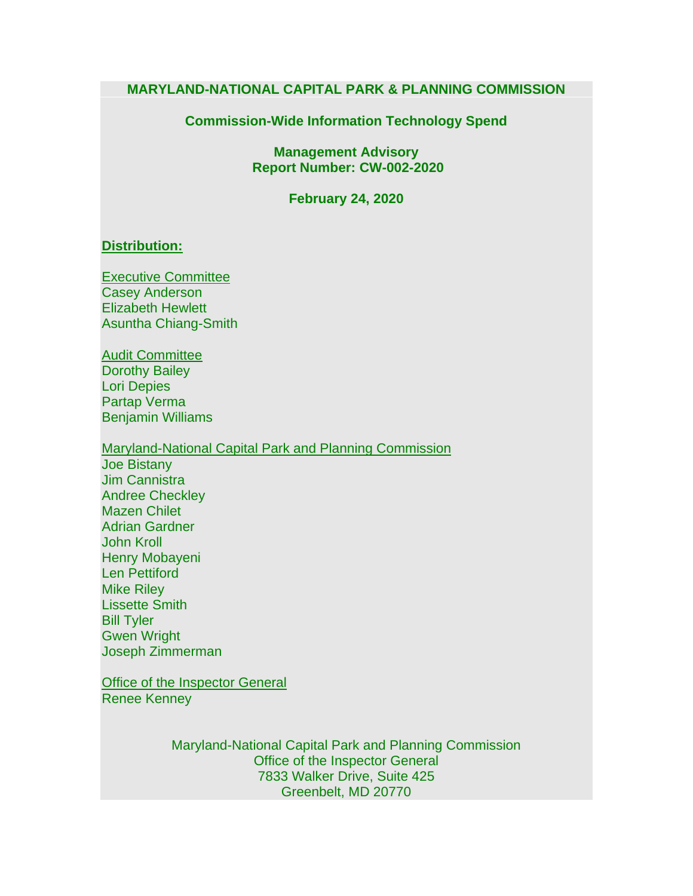# MARYLAND-NATIONAL CAPITAL PARK & PLANNING COMMISSION

## Commission-Wide Information Technology Spend

### Management Advisory
### Report Number: CW-002-2020

**February 24, 2020**

**Distribution:**

Executive Committee
Casey Anderson
Elizabeth Hewlett
Asuntha Chiang-Smith

Audit Committee
Dorothy Bailey
Lori Depies
Partap Verma
Benjamin Williams

Maryland-National Capital Park and Planning Commission
Joe Bistany
Jim Cannistra
Andree Checkley
Mazen Chilet
Adrian Gardner
John Kroll
Henry Mobayeni
Len Pettiford
Mike Riley
Lissette Smith
Bill Tyler
Gwen Wright
Joseph Zimmerman

Office of the Inspector General
Renee Kenney

Maryland-National Capital Park and Planning Commission
Office of the Inspector General
7833 Walker Drive, Suite 425
Greenbelt, MD 20770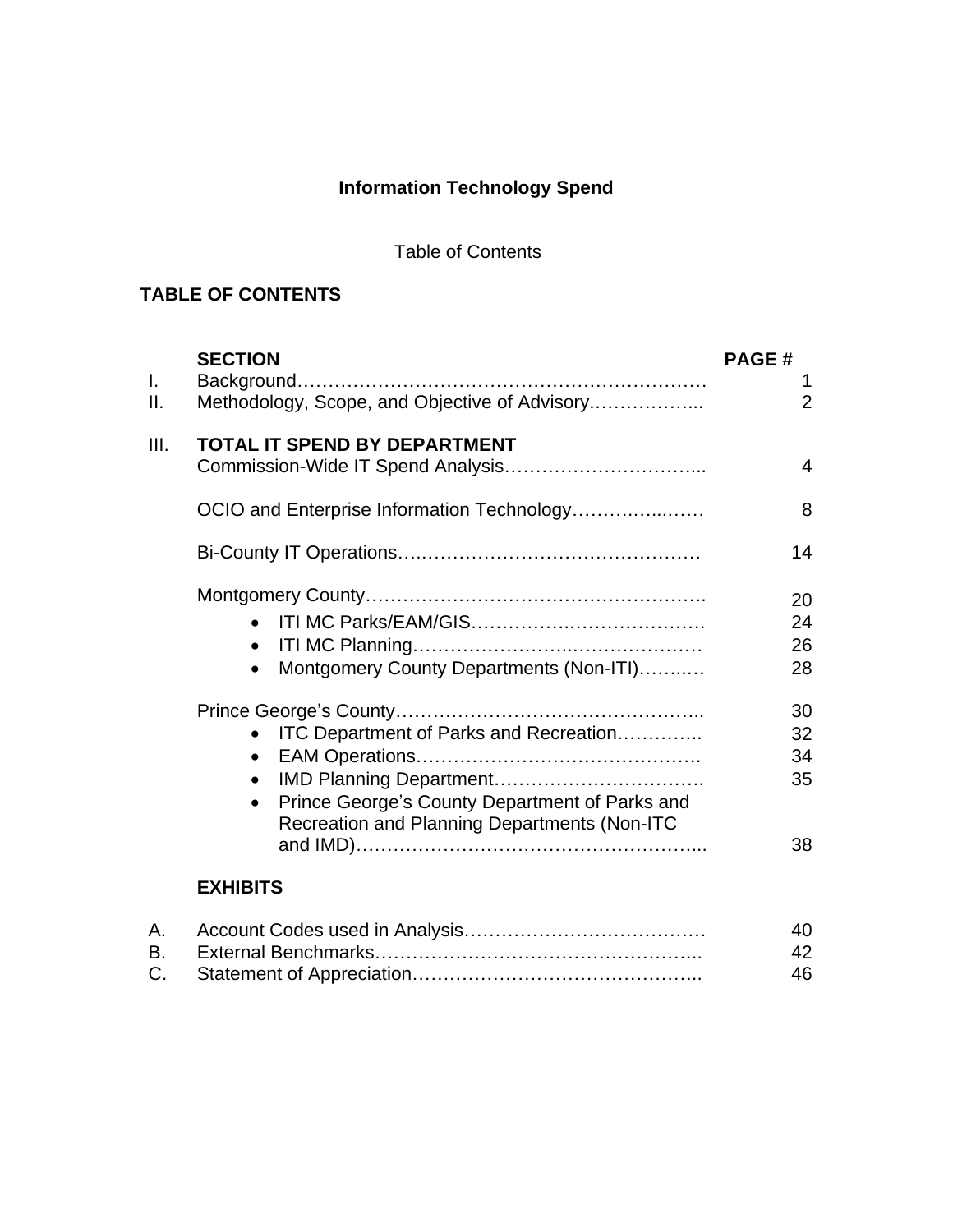**Information Technology Spend**

Table of Contents

**TABLE OF CONTENTS**

| | **SECTION** | **PAGE #** |
|---|---|---|
| I. | Background………………………………………………………… | 1 |
| II. | Methodology, Scope, and Objective of Advisory……………... | 2 |
| III. | **TOTAL IT SPEND BY DEPARTMENT** | |
| | Commission-Wide IT Spend Analysis…………………………... | 4 |
| | OCIO and Enterprise Information Technology…………...…… | 8 |
| | Bi-County IT Operations….……………………………………… | 14 |
| | Montgomery County………………………………………………. | 20 |
| | • ITI MC Parks/EAM/GIS………………….……………… | 24 |
| | • ITI MC Planning……………………..………………… | 26 |
| | • Montgomery County Departments (Non-ITI)……..… | 28 |
| | Prince George's County…………………………………………... | 30 |
| | • ITC Department of Parks and Recreation………….. | 32 |
| | • EAM Operations……………………………………… | 34 |
| | • IMD Planning Department……………………………. | 35 |
| | • Prince George's County Department of Parks and Recreation and Planning Departments (Non-ITC and IMD)………………………………………………... | 38 |
| | **EXHIBITS** | |
| A. | Account Codes used in Analysis………………………………… | 40 |
| B. | External Benchmarks…………………………………………….. | 42 |
| C. | Statement of Appreciation……………………………………... | 46 |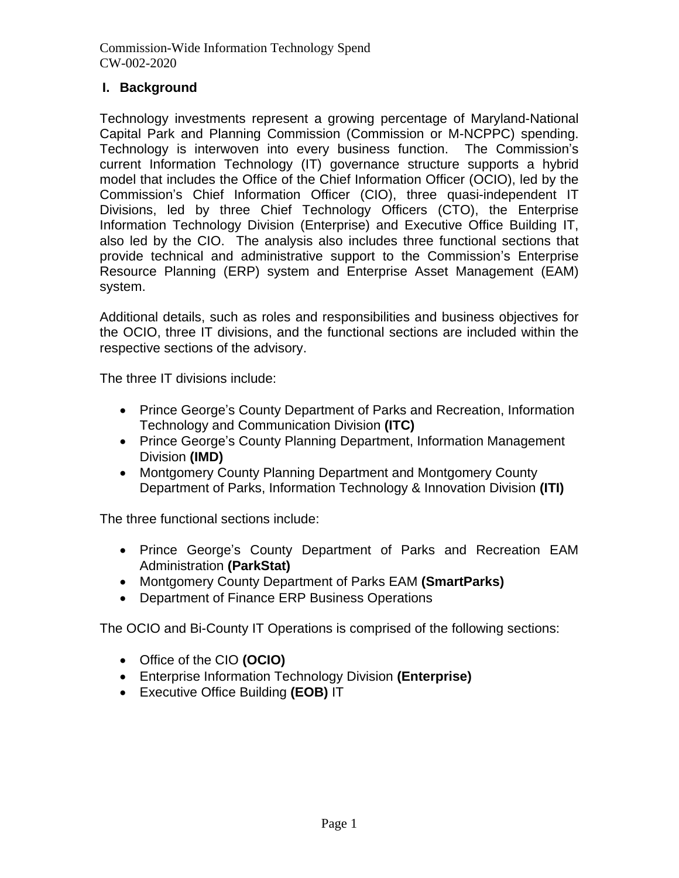## I. Background

Technology investments represent a growing percentage of Maryland-National Capital Park and Planning Commission (Commission or M-NCPPC) spending. Technology is interwoven into every business function. The Commission's current Information Technology (IT) governance structure supports a hybrid model that includes the Office of the Chief Information Officer (OCIO), led by the Commission's Chief Information Officer (CIO), three quasi-independent IT Divisions, led by three Chief Technology Officers (CTO), the Enterprise Information Technology Division (Enterprise) and Executive Office Building IT, also led by the CIO. The analysis also includes three functional sections that provide technical and administrative support to the Commission's Enterprise Resource Planning (ERP) system and Enterprise Asset Management (EAM) system.

Additional details, such as roles and responsibilities and business objectives for the OCIO, three IT divisions, and the functional sections are included within the respective sections of the advisory.

The three IT divisions include:

- Prince George's County Department of Parks and Recreation, Information Technology and Communication Division **(ITC)**
- Prince George's County Planning Department, Information Management Division **(IMD)**
- Montgomery County Planning Department and Montgomery County Department of Parks, Information Technology & Innovation Division **(ITI)**

The three functional sections include:

- Prince George's County Department of Parks and Recreation EAM Administration **(ParkStat)**
- Montgomery County Department of Parks EAM **(SmartParks)**
- Department of Finance ERP Business Operations

The OCIO and Bi-County IT Operations is comprised of the following sections:

- Office of the CIO **(OCIO)**
- Enterprise Information Technology Division **(Enterprise)**
- Executive Office Building **(EOB)** IT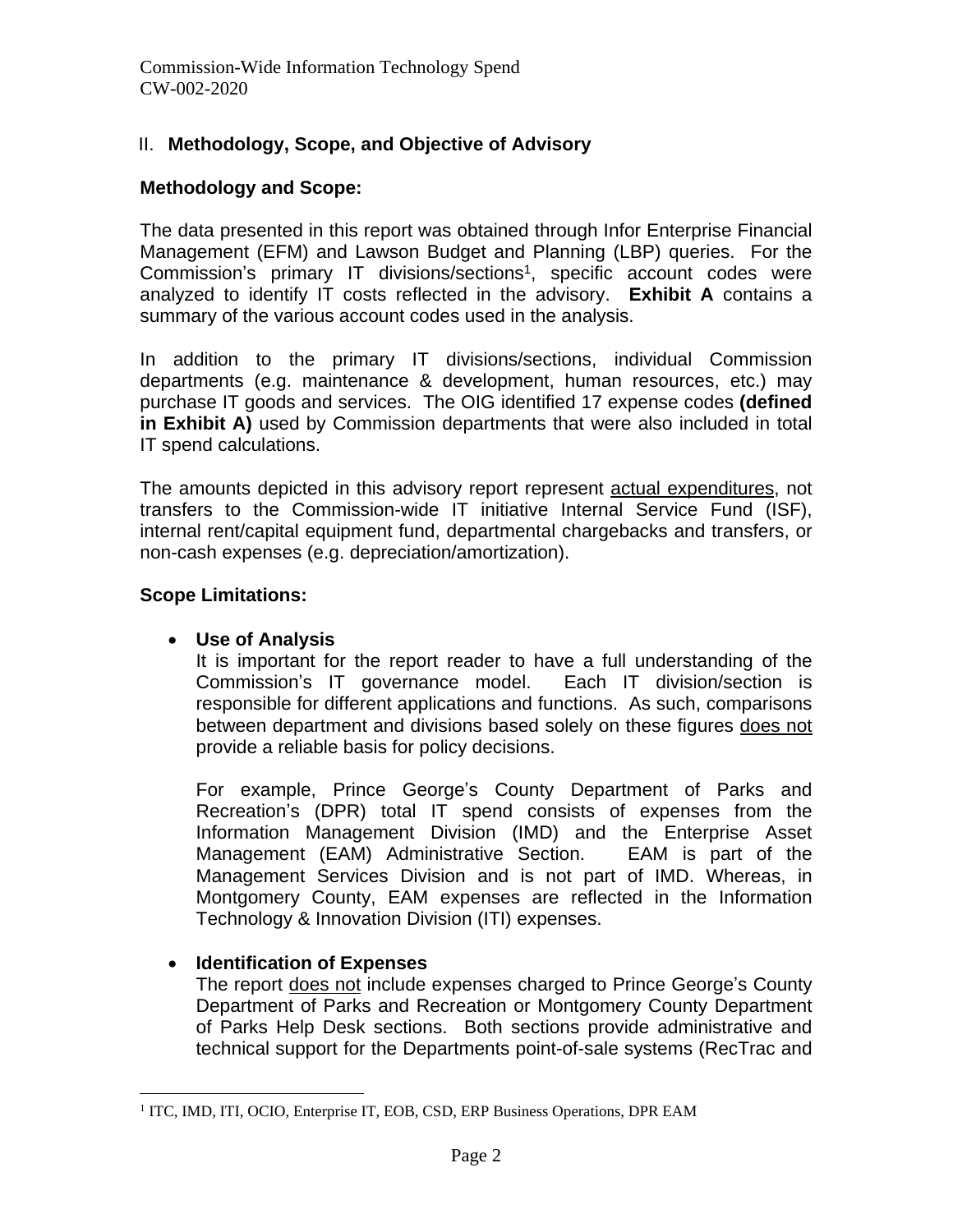## II. Methodology, Scope, and Objective of Advisory

### Methodology and Scope:

The data presented in this report was obtained through Infor Enterprise Financial Management (EFM) and Lawson Budget and Planning (LBP) queries. For the Commission's primary IT divisions/sections[1], specific account codes were analyzed to identify IT costs reflected in the advisory. **Exhibit A** contains a summary of the various account codes used in the analysis.

In addition to the primary IT divisions/sections, individual Commission departments (e.g. maintenance & development, human resources, etc.) may purchase IT goods and services. The OIG identified 17 expense codes **(defined in Exhibit A)** used by Commission departments that were also included in total IT spend calculations.

The amounts depicted in this advisory report represent <u>actual expenditures</u>, not transfers to the Commission-wide IT initiative Internal Service Fund (ISF), internal rent/capital equipment fund, departmental chargebacks and transfers, or non-cash expenses (e.g. depreciation/amortization).

### Scope Limitations:

- **Use of Analysis**
  It is important for the report reader to have a full understanding of the Commission's IT governance model. Each IT division/section is responsible for different applications and functions. As such, comparisons between department and divisions based solely on these figures <u>does not</u> provide a reliable basis for policy decisions.

  For example, Prince George's County Department of Parks and Recreation's (DPR) total IT spend consists of expenses from the Information Management Division (IMD) and the Enterprise Asset Management (EAM) Administrative Section. EAM is part of the Management Services Division and is not part of IMD. Whereas, in Montgomery County, EAM expenses are reflected in the Information Technology & Innovation Division (ITI) expenses.

- **Identification of Expenses**
  The report <u>does not</u> include expenses charged to Prince George's County Department of Parks and Recreation or Montgomery County Department of Parks Help Desk sections. Both sections provide administrative and technical support for the Departments point-of-sale systems (RecTrac and

---

[1] ITC, IMD, ITI, OCIO, Enterprise IT, EOB, CSD, ERP Business Operations, DPR EAM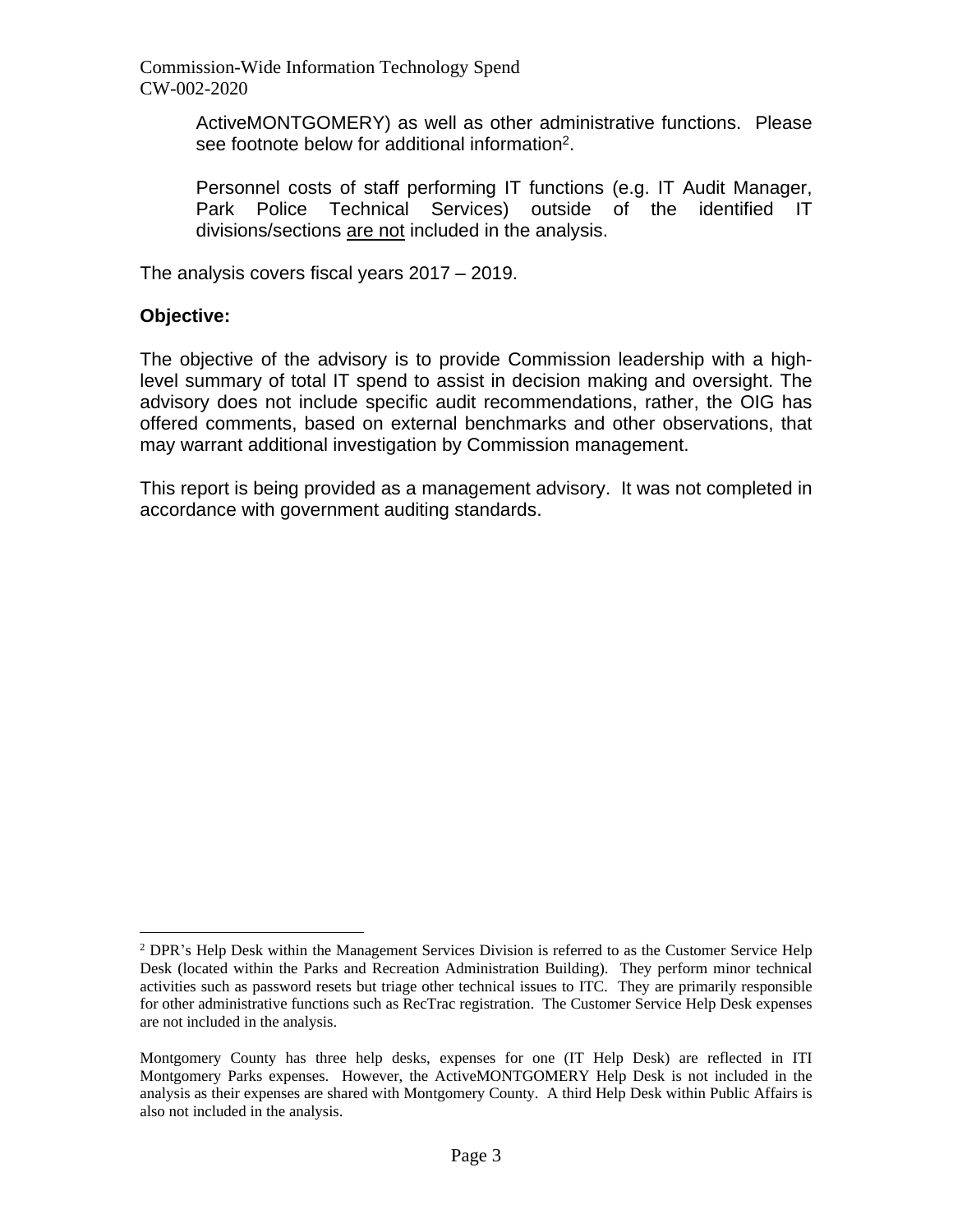ActiveMONTGOMERY) as well as other administrative functions. Please see footnote below for additional information[2].

Personnel costs of staff performing IT functions (e.g. IT Audit Manager, Park Police Technical Services) outside of the identified IT divisions/sections <u>are not</u> included in the analysis.

The analysis covers fiscal years 2017 – 2019.

**Objective:**

The objective of the advisory is to provide Commission leadership with a high-level summary of total IT spend to assist in decision making and oversight. The advisory does not include specific audit recommendations, rather, the OIG has offered comments, based on external benchmarks and other observations, that may warrant additional investigation by Commission management.

This report is being provided as a management advisory. It was not completed in accordance with government auditing standards.

---

[2] DPR's Help Desk within the Management Services Division is referred to as the Customer Service Help Desk (located within the Parks and Recreation Administration Building). They perform minor technical activities such as password resets but triage other technical issues to ITC. They are primarily responsible for other administrative functions such as RecTrac registration. The Customer Service Help Desk expenses are not included in the analysis.

Montgomery County has three help desks, expenses for one (IT Help Desk) are reflected in ITI Montgomery Parks expenses. However, the ActiveMONTGOMERY Help Desk is not included in the analysis as their expenses are shared with Montgomery County. A third Help Desk within Public Affairs is also not included in the analysis.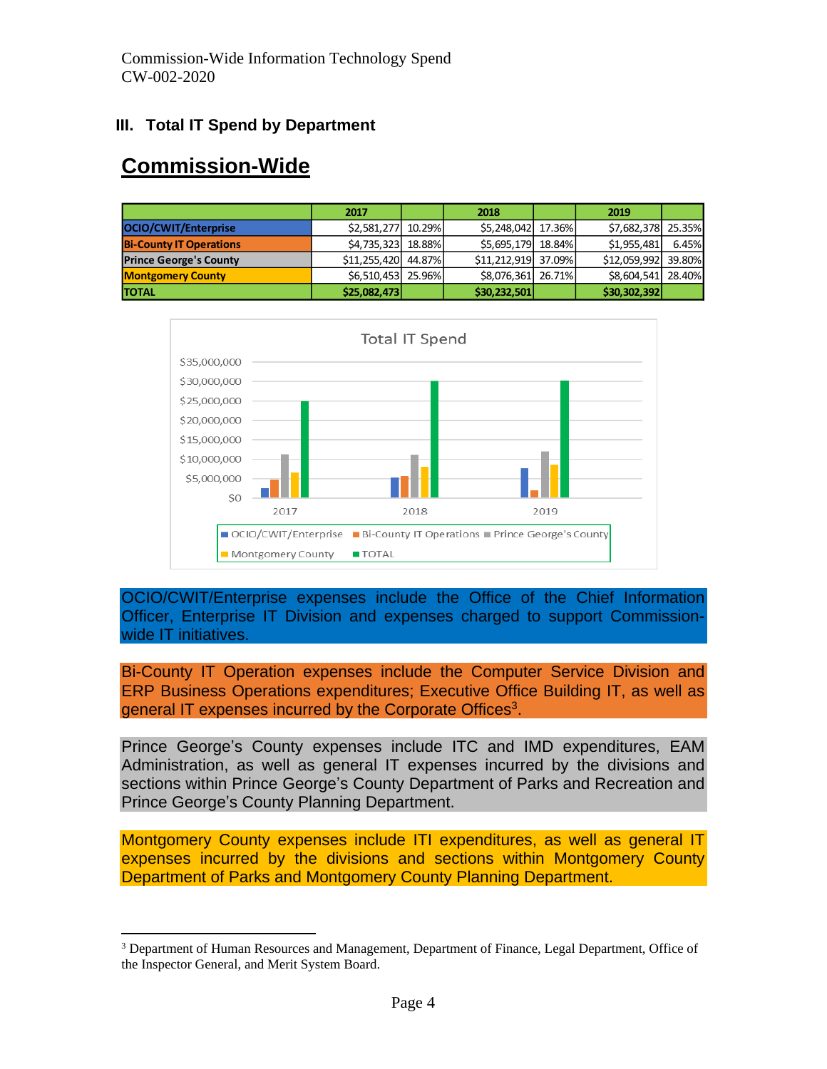## III. Total IT Spend by Department

# Commission-Wide

| | 2017 | | 2018 | | 2019 | |
|---|---|---|---|---|---|---|
| OCIO/CWIT/Enterprise | $2,581,277 | 10.29% | $5,248,042 | 17.36% | $7,682,378 | 25.35% |
| Bi-County IT Operations | $4,735,323 | 18.88% | $5,695,179 | 18.84% | $1,955,481 | 6.45% |
| Prince George's County | $11,255,420 | 44.87% | $11,212,919 | 37.09% | $12,059,992 | 39.80% |
| Montgomery County | $6,510,453 | 25.96% | $8,076,361 | 26.71% | $8,604,541 | 28.40% |
| **TOTAL** | **$25,082,473** | | **$30,232,501** | | **$30,302,392** | |

Total IT Spend

OCIO/CWIT/Enterprise expenses include the Office of the Chief Information Officer, Enterprise IT Division and expenses charged to support Commission-wide IT initiatives.

Bi-County IT Operation expenses include the Computer Service Division and ERP Business Operations expenditures; Executive Office Building IT, as well as general IT expenses incurred by the Corporate Offices[3].

Prince George's County expenses include ITC and IMD expenditures, EAM Administration, as well as general IT expenses incurred by the divisions and sections within Prince George's County Department of Parks and Recreation and Prince George's County Planning Department.

Montgomery County expenses include ITI expenditures, as well as general IT expenses incurred by the divisions and sections within Montgomery County Department of Parks and Montgomery County Planning Department.

[3] Department of Human Resources and Management, Department of Finance, Legal Department, Office of the Inspector General, and Merit System Board.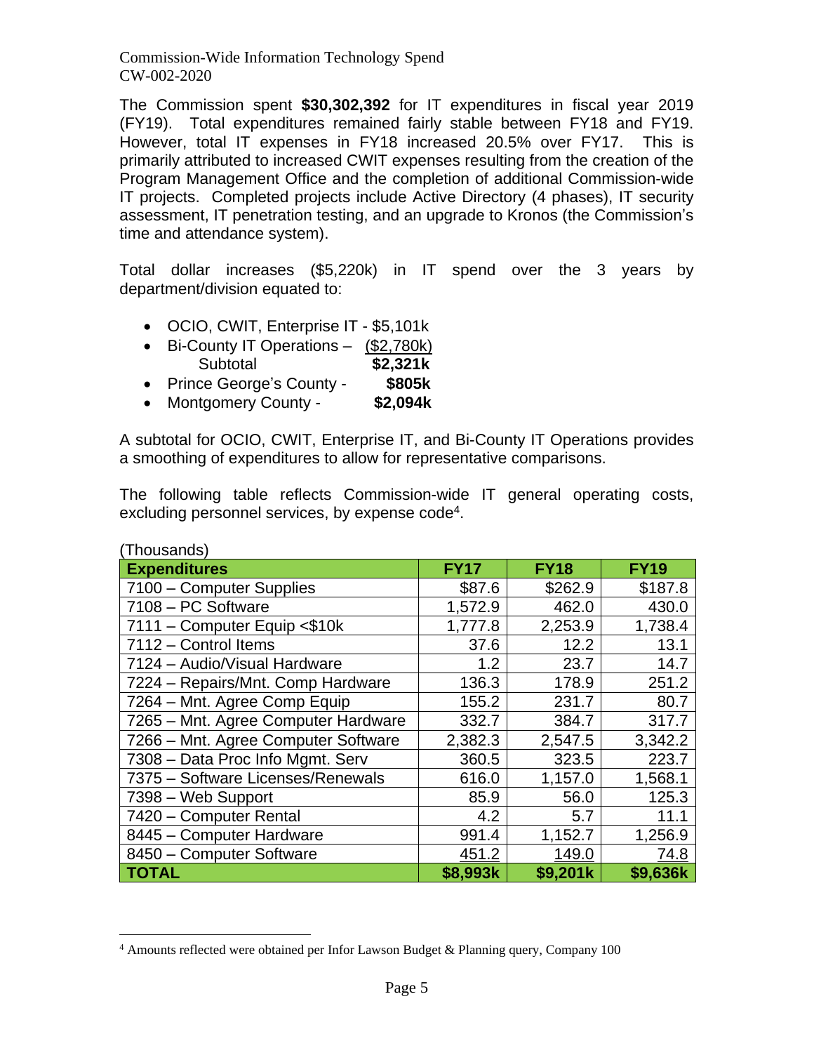The Commission spent **$30,302,392** for IT expenditures in fiscal year 2019 (FY19). Total expenditures remained fairly stable between FY18 and FY19. However, total IT expenses in FY18 increased 20.5% over FY17. This is primarily attributed to increased CWIT expenses resulting from the creation of the Program Management Office and the completion of additional Commission-wide IT projects. Completed projects include Active Directory (4 phases), IT security assessment, IT penetration testing, and an upgrade to Kronos (the Commission's time and attendance system).

Total dollar increases ($5,220k) in IT spend over the 3 years by department/division equated to:

- OCIO, CWIT, Enterprise IT - $5,101k
- Bi-County IT Operations – ($2,780k)
  - Subtotal **$2,321k**
- Prince George's County - **$805k**
- Montgomery County - **$2,094k**

A subtotal for OCIO, CWIT, Enterprise IT, and Bi-County IT Operations provides a smoothing of expenditures to allow for representative comparisons.

The following table reflects Commission-wide IT general operating costs, excluding personnel services, by expense code[4].

(Thousands)

| Expenditures | FY17 | FY18 | FY19 |
|---|---|---|---|
| 7100 – Computer Supplies | $87.6 | $262.9 | $187.8 |
| 7108 – PC Software | 1,572.9 | 462.0 | 430.0 |
| 7111 – Computer Equip <$10k | 1,777.8 | 2,253.9 | 1,738.4 |
| 7112 – Control Items | 37.6 | 12.2 | 13.1 |
| 7124 – Audio/Visual Hardware | 1.2 | 23.7 | 14.7 |
| 7224 – Repairs/Mnt. Comp Hardware | 136.3 | 178.9 | 251.2 |
| 7264 – Mnt. Agree Comp Equip | 155.2 | 231.7 | 80.7 |
| 7265 – Mnt. Agree Computer Hardware | 332.7 | 384.7 | 317.7 |
| 7266 – Mnt. Agree Computer Software | 2,382.3 | 2,547.5 | 3,342.2 |
| 7308 – Data Proc Info Mgmt. Serv | 360.5 | 323.5 | 223.7 |
| 7375 – Software Licenses/Renewals | 616.0 | 1,157.0 | 1,568.1 |
| 7398 – Web Support | 85.9 | 56.0 | 125.3 |
| 7420 – Computer Rental | 4.2 | 5.7 | 11.1 |
| 8445 – Computer Hardware | 991.4 | 1,152.7 | 1,256.9 |
| 8450 – Computer Software | 451.2 | 149.0 | 74.8 |
| **TOTAL** | **$8,993k** | **$9,201k** | **$9,636k** |

[4] Amounts reflected were obtained per Infor Lawson Budget & Planning query, Company 100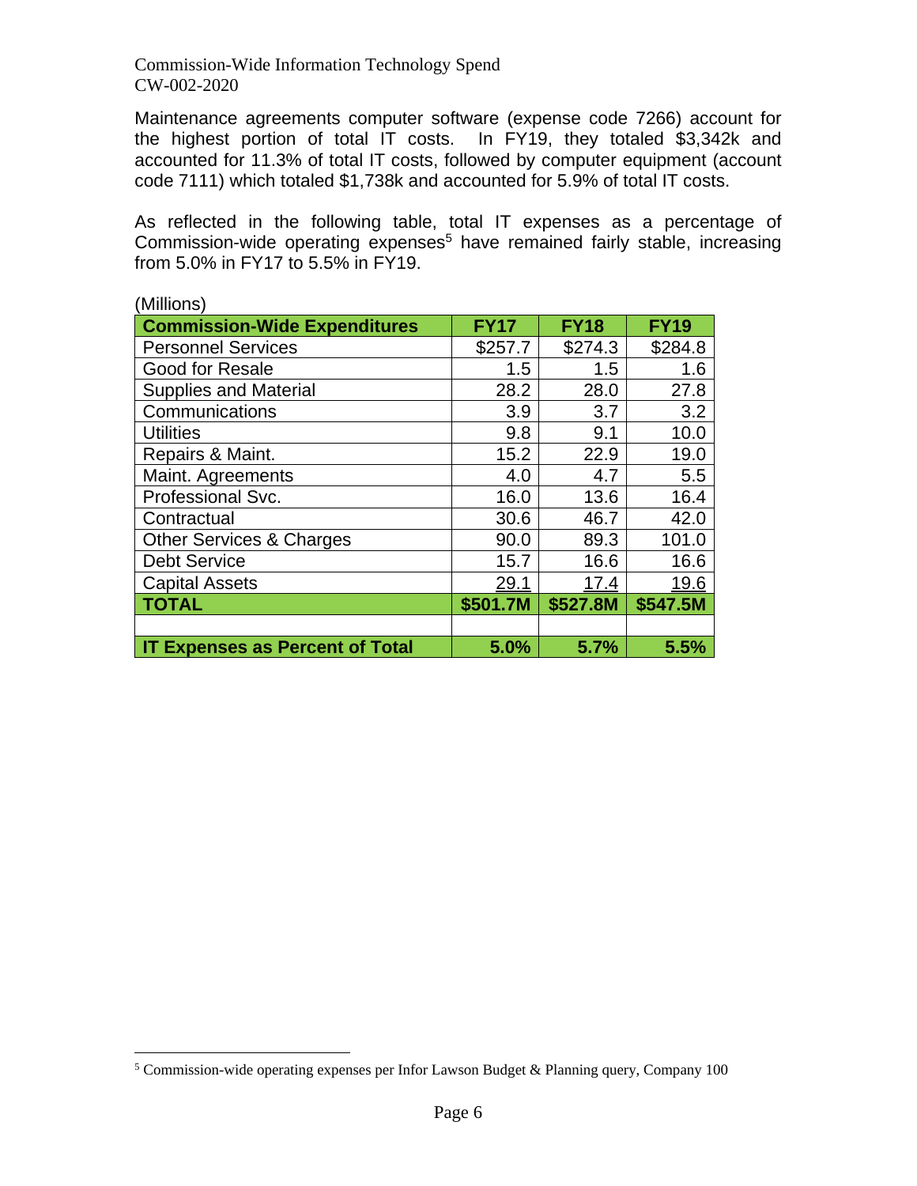Maintenance agreements computer software (expense code 7266) account for the highest portion of total IT costs. In FY19, they totaled $3,342k and accounted for 11.3% of total IT costs, followed by computer equipment (account code 7111) which totaled $1,738k and accounted for 5.9% of total IT costs.

As reflected in the following table, total IT expenses as a percentage of Commission-wide operating expenses[5] have remained fairly stable, increasing from 5.0% in FY17 to 5.5% in FY19.

(Millions)

| Commission-Wide Expenditures | FY17 | FY18 | FY19 |
|---|---|---|---|
| Personnel Services | $257.7 | $274.3 | $284.8 |
| Good for Resale | 1.5 | 1.5 | 1.6 |
| Supplies and Material | 28.2 | 28.0 | 27.8 |
| Communications | 3.9 | 3.7 | 3.2 |
| Utilities | 9.8 | 9.1 | 10.0 |
| Repairs & Maint. | 15.2 | 22.9 | 19.0 |
| Maint. Agreements | 4.0 | 4.7 | 5.5 |
| Professional Svc. | 16.0 | 13.6 | 16.4 |
| Contractual | 30.6 | 46.7 | 42.0 |
| Other Services & Charges | 90.0 | 89.3 | 101.0 |
| Debt Service | 15.7 | 16.6 | 16.6 |
| Capital Assets | 29.1 | 17.4 | 19.6 |
| **TOTAL** | **$501.7M** | **$527.8M** | **$547.5M** |
| | | | |
| **IT Expenses as Percent of Total** | **5.0%** | **5.7%** | **5.5%** |

[5] Commission-wide operating expenses per Infor Lawson Budget & Planning query, Company 100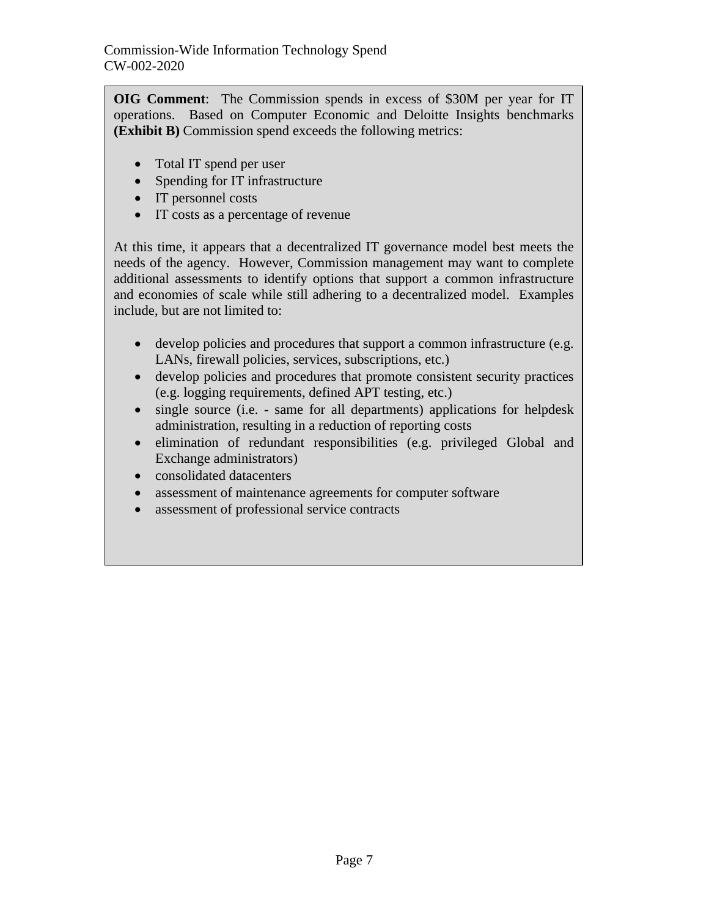**OIG Comment**: The Commission spends in excess of $30M per year for IT operations. Based on Computer Economic and Deloitte Insights benchmarks **(Exhibit B)** Commission spend exceeds the following metrics:

- Total IT spend per user
- Spending for IT infrastructure
- IT personnel costs
- IT costs as a percentage of revenue

At this time, it appears that a decentralized IT governance model best meets the needs of the agency. However, Commission management may want to complete additional assessments to identify options that support a common infrastructure and economies of scale while still adhering to a decentralized model. Examples include, but are not limited to:

- develop policies and procedures that support a common infrastructure (e.g. LANs, firewall policies, services, subscriptions, etc.)
- develop policies and procedures that promote consistent security practices (e.g. logging requirements, defined APT testing, etc.)
- single source (i.e. - same for all departments) applications for helpdesk administration, resulting in a reduction of reporting costs
- elimination of redundant responsibilities (e.g. privileged Global and Exchange administrators)
- consolidated datacenters
- assessment of maintenance agreements for computer software
- assessment of professional service contracts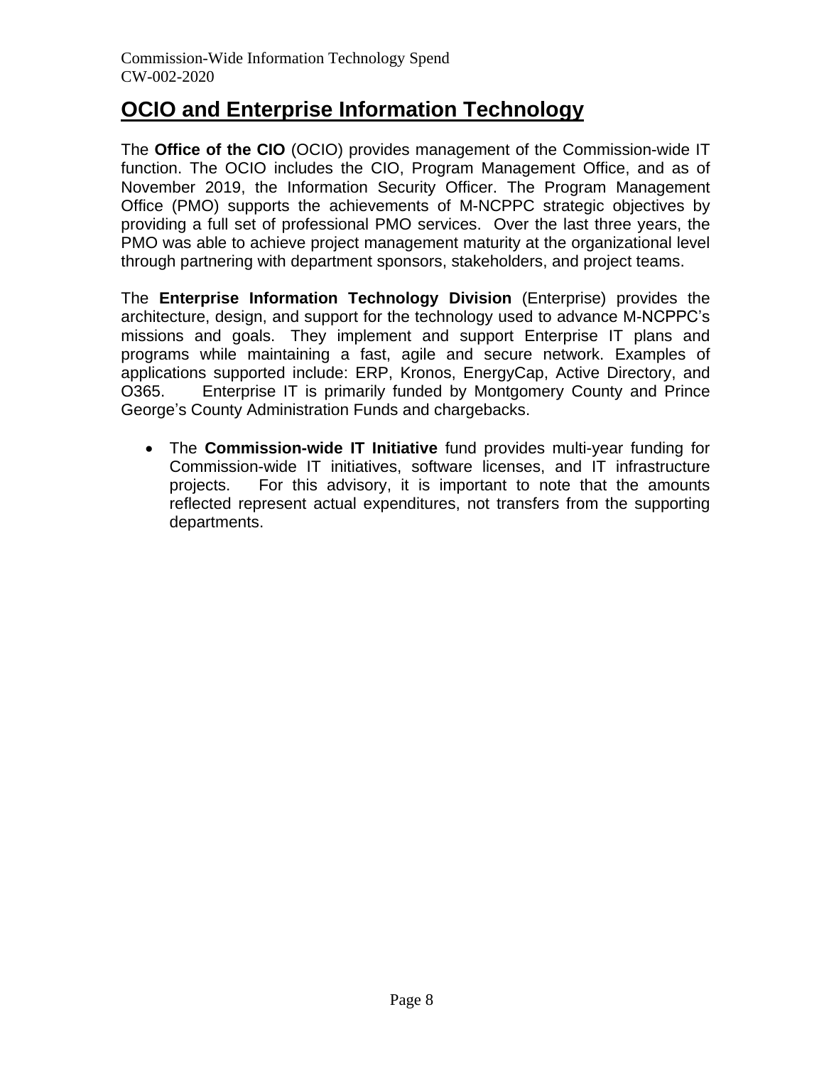## OCIO and Enterprise Information Technology

The **Office of the CIO** (OCIO) provides management of the Commission-wide IT function. The OCIO includes the CIO, Program Management Office, and as of November 2019, the Information Security Officer. The Program Management Office (PMO) supports the achievements of M-NCPPC strategic objectives by providing a full set of professional PMO services. Over the last three years, the PMO was able to achieve project management maturity at the organizational level through partnering with department sponsors, stakeholders, and project teams.

The **Enterprise Information Technology Division** (Enterprise) provides the architecture, design, and support for the technology used to advance M-NCPPC's missions and goals. They implement and support Enterprise IT plans and programs while maintaining a fast, agile and secure network. Examples of applications supported include: ERP, Kronos, EnergyCap, Active Directory, and O365. Enterprise IT is primarily funded by Montgomery County and Prince George's County Administration Funds and chargebacks.

- The **Commission-wide IT Initiative** fund provides multi-year funding for Commission-wide IT initiatives, software licenses, and IT infrastructure projects. For this advisory, it is important to note that the amounts reflected represent actual expenditures, not transfers from the supporting departments.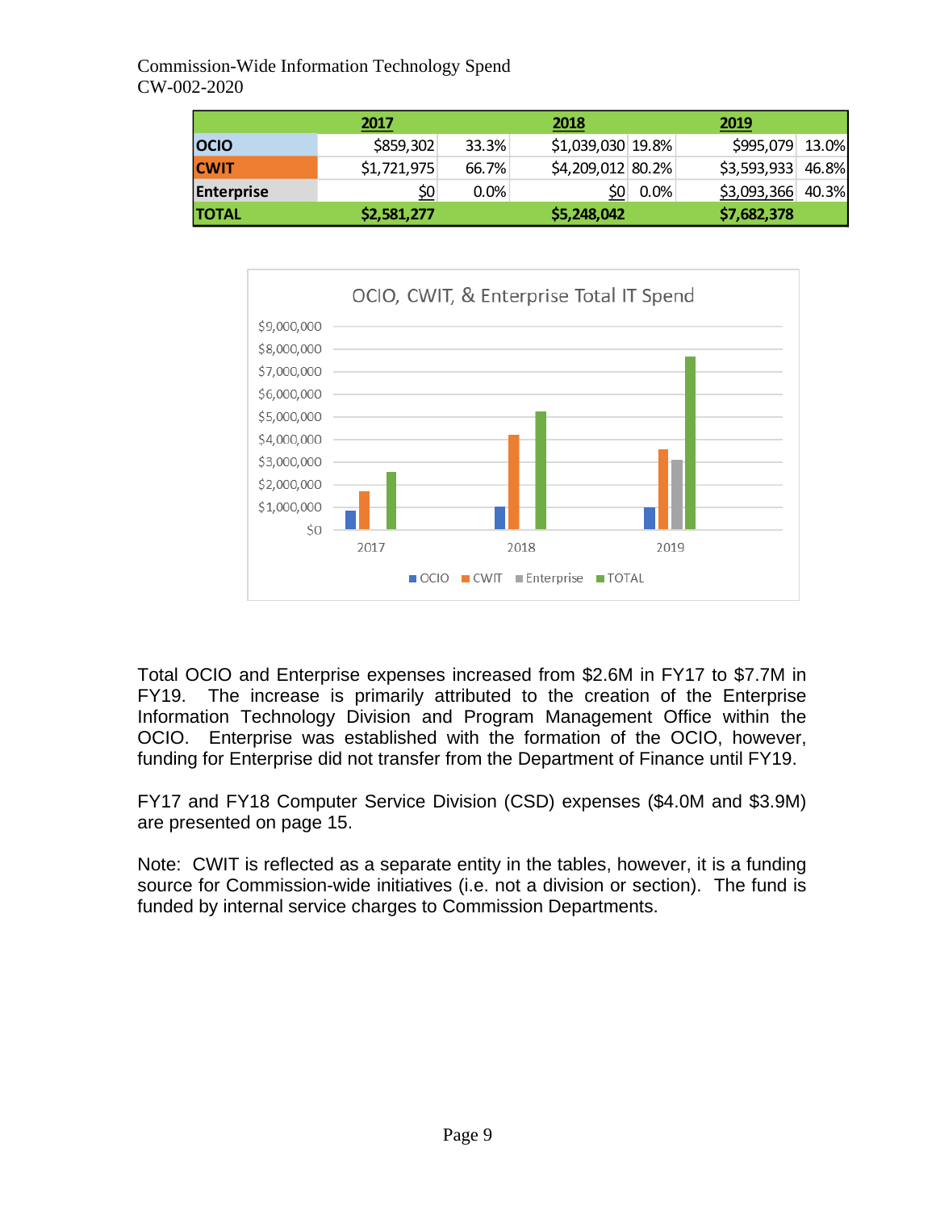| | 2017 | | 2018 | | 2019 | |
|---|---|---|---|---|---|---|
| **OCIO** | $859,302 | 33.3% | $1,039,030 | 19.8% | $995,079 | 13.0% |
| **CWIT** | $1,721,975 | 66.7% | $4,209,012 | 80.2% | $3,593,933 | 46.8% |
| **Enterprise** | $0 | 0.0% | $0 | 0.0% | $3,093,366 | 40.3% |
| **TOTAL** | **$2,581,277** | | **$5,248,042** | | **$7,682,378** | |

OCIO, CWIT, & Enterprise Total IT Spend

| | OCIO | CWIT | Enterprise | TOTAL |
|---|---|---|---|---|
| 2017 | $859,302 | $1,721,975 | $0 | $2,581,277 |
| 2018 | $1,039,030 | $4,209,012 | $0 | $5,248,042 |
| 2019 | $995,079 | $3,593,933 | $3,093,366 | $7,682,378 |

Total OCIO and Enterprise expenses increased from $2.6M in FY17 to $7.7M in FY19. The increase is primarily attributed to the creation of the Enterprise Information Technology Division and Program Management Office within the OCIO. Enterprise was established with the formation of the OCIO, however, funding for Enterprise did not transfer from the Department of Finance until FY19.

FY17 and FY18 Computer Service Division (CSD) expenses ($4.0M and $3.9M) are presented on page 15.

Note: CWIT is reflected as a separate entity in the tables, however, it is a funding source for Commission-wide initiatives (i.e. not a division or section). The fund is funded by internal service charges to Commission Departments.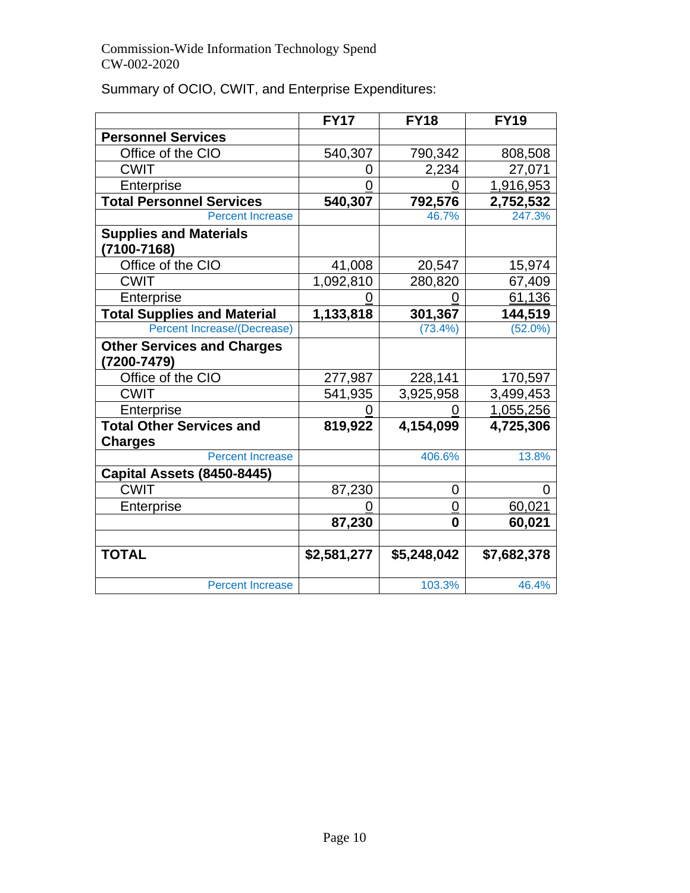Commission-Wide Information Technology Spend
CW-002-2020

Summary of OCIO, CWIT, and Enterprise Expenditures:

| | FY17 | FY18 | FY19 |
|---|---|---|---|
| **Personnel Services** | | | |
| Office of the CIO | 540,307 | 790,342 | 808,508 |
| CWIT | 0 | 2,234 | 27,071 |
| Enterprise | 0 | 0 | 1,916,953 |
| **Total Personnel Services** | **540,307** | **792,576** | **2,752,532** |
| Percent Increase | | 46.7% | 247.3% |
| **Supplies and Materials (7100-7168)** | | | |
| Office of the CIO | 41,008 | 20,547 | 15,974 |
| CWIT | 1,092,810 | 280,820 | 67,409 |
| Enterprise | 0 | 0 | 61,136 |
| **Total Supplies and Material** | **1,133,818** | **301,367** | **144,519** |
| Percent Increase/(Decrease) | | (73.4%) | (52.0%) |
| **Other Services and Charges (7200-7479)** | | | |
| Office of the CIO | 277,987 | 228,141 | 170,597 |
| CWIT | 541,935 | 3,925,958 | 3,499,453 |
| Enterprise | 0 | 0 | 1,055,256 |
| **Total Other Services and Charges** | **819,922** | **4,154,099** | **4,725,306** |
| Percent Increase | | 406.6% | 13.8% |
| **Capital Assets (8450-8445)** | | | |
| CWIT | 87,230 | 0 | 0 |
| Enterprise | 0 | 0 | 60,021 |
| | **87,230** | **0** | **60,021** |
| | | | |
| **TOTAL** | **$2,581,277** | **$5,248,042** | **$7,682,378** |
| Percent Increase | | 103.3% | 46.4% |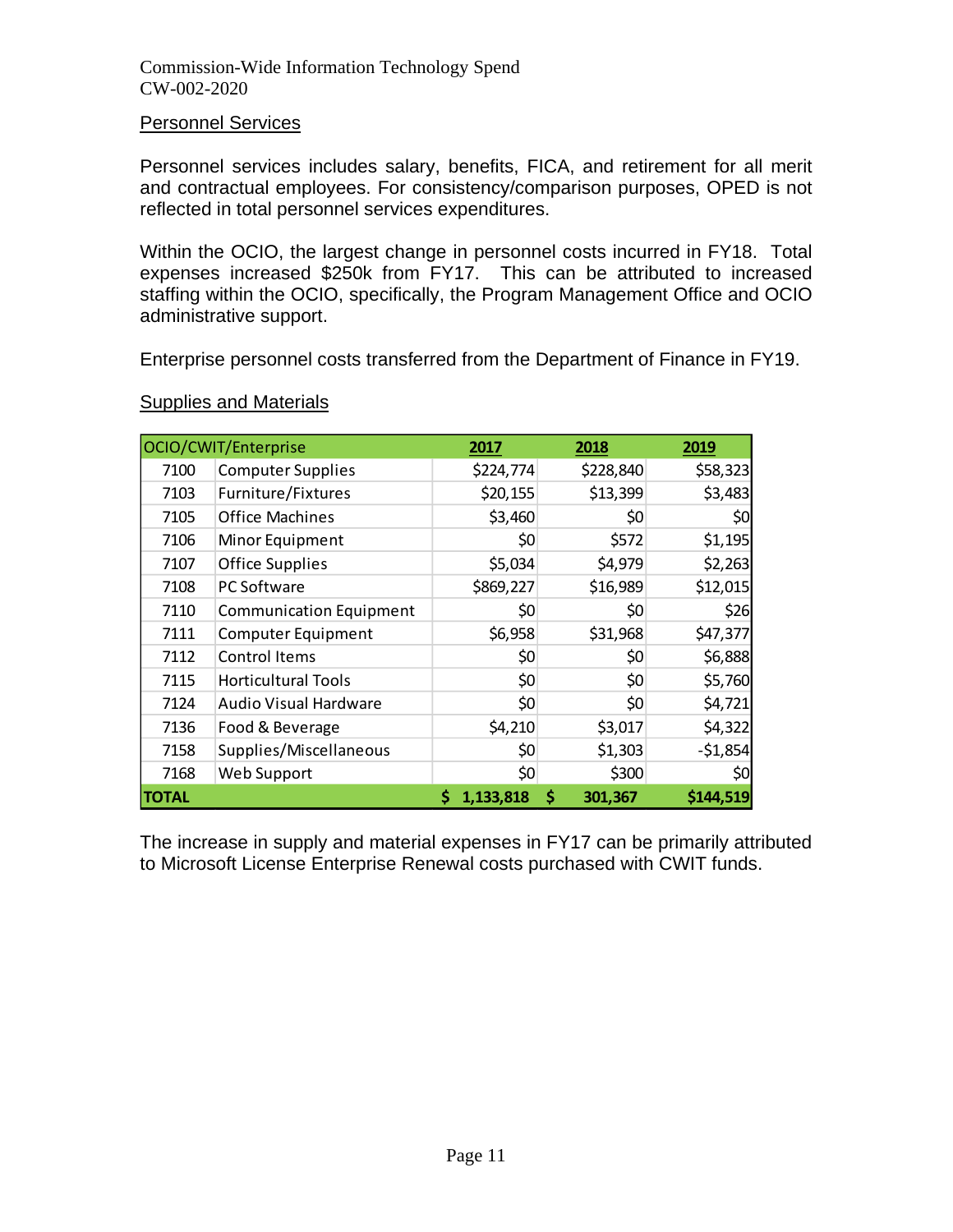## Personnel Services

Personnel services includes salary, benefits, FICA, and retirement for all merit and contractual employees. For consistency/comparison purposes, OPED is not reflected in total personnel services expenditures.

Within the OCIO, the largest change in personnel costs incurred in FY18. Total expenses increased $250k from FY17. This can be attributed to increased staffing within the OCIO, specifically, the Program Management Office and OCIO administrative support.

Enterprise personnel costs transferred from the Department of Finance in FY19.

## Supplies and Materials

| OCIO/CWIT/Enterprise | | 2017 | 2018 | 2019 |
|---|---|---|---|---|
| 7100 | Computer Supplies | $224,774 | $228,840 | $58,323 |
| 7103 | Furniture/Fixtures | $20,155 | $13,399 | $3,483 |
| 7105 | Office Machines | $3,460 | $0 | $0 |
| 7106 | Minor Equipment | $0 | $572 | $1,195 |
| 7107 | Office Supplies | $5,034 | $4,979 | $2,263 |
| 7108 | PC Software | $869,227 | $16,989 | $12,015 |
| 7110 | Communication Equipment | $0 | $0 | $26 |
| 7111 | Computer Equipment | $6,958 | $31,968 | $47,377 |
| 7112 | Control Items | $0 | $0 | $6,888 |
| 7115 | Horticultural Tools | $0 | $0 | $5,760 |
| 7124 | Audio Visual Hardware | $0 | $0 | $4,721 |
| 7136 | Food & Beverage | $4,210 | $3,017 | $4,322 |
| 7158 | Supplies/Miscellaneous | $0 | $1,303 | -$1,854 |
| 7168 | Web Support | $0 | $300 | $0 |
| **TOTAL** | | **$ 1,133,818** | **$ 301,367** | **$144,519** |

The increase in supply and material expenses in FY17 can be primarily attributed to Microsoft License Enterprise Renewal costs purchased with CWIT funds.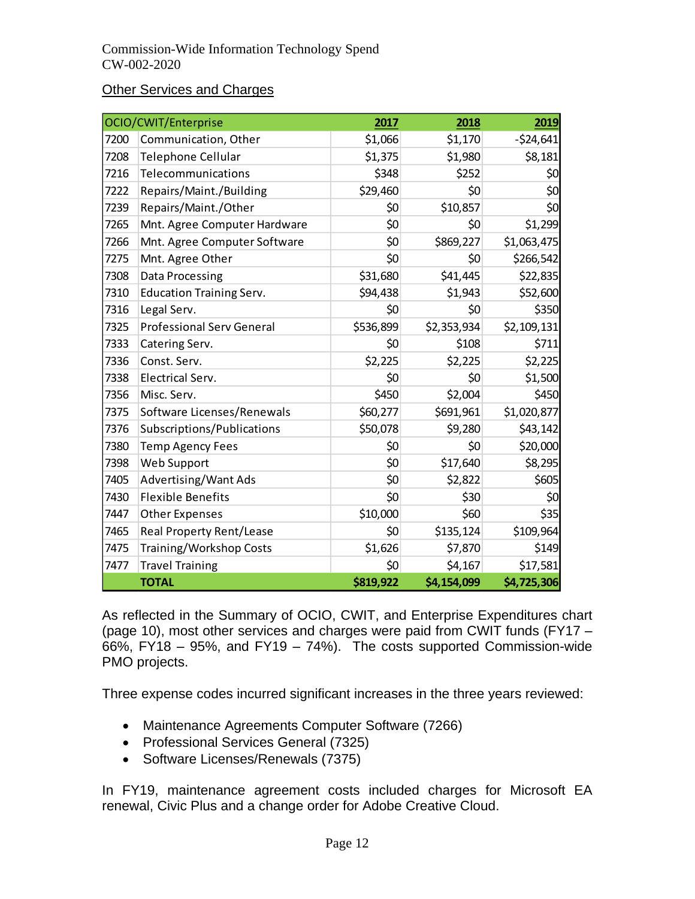## Other Services and Charges

| OCIO/CWIT/Enterprise | | 2017 | 2018 | 2019 |
|---|---|---|---|---|
| 7200 | Communication, Other | $1,066 | $1,170 | -$24,641 |
| 7208 | Telephone Cellular | $1,375 | $1,980 | $8,181 |
| 7216 | Telecommunications | $348 | $252 | $0 |
| 7222 | Repairs/Maint./Building | $29,460 | $0 | $0 |
| 7239 | Repairs/Maint./Other | $0 | $10,857 | $0 |
| 7265 | Mnt. Agree Computer Hardware | $0 | $0 | $1,299 |
| 7266 | Mnt. Agree Computer Software | $0 | $869,227 | $1,063,475 |
| 7275 | Mnt. Agree Other | $0 | $0 | $266,542 |
| 7308 | Data Processing | $31,680 | $41,445 | $22,835 |
| 7310 | Education Training Serv. | $94,438 | $1,943 | $52,600 |
| 7316 | Legal Serv. | $0 | $0 | $350 |
| 7325 | Professional Serv General | $536,899 | $2,353,934 | $2,109,131 |
| 7333 | Catering Serv. | $0 | $108 | $711 |
| 7336 | Const. Serv. | $2,225 | $2,225 | $2,225 |
| 7338 | Electrical Serv. | $0 | $0 | $1,500 |
| 7356 | Misc. Serv. | $450 | $2,004 | $450 |
| 7375 | Software Licenses/Renewals | $60,277 | $691,961 | $1,020,877 |
| 7376 | Subscriptions/Publications | $50,078 | $9,280 | $43,142 |
| 7380 | Temp Agency Fees | $0 | $0 | $20,000 |
| 7398 | Web Support | $0 | $17,640 | $8,295 |
| 7405 | Advertising/Want Ads | $0 | $2,822 | $605 |
| 7430 | Flexible Benefits | $0 | $30 | $0 |
| 7447 | Other Expenses | $10,000 | $60 | $35 |
| 7465 | Real Property Rent/Lease | $0 | $135,124 | $109,964 |
| 7475 | Training/Workshop Costs | $1,626 | $7,870 | $149 |
| 7477 | Travel Training | $0 | $4,167 | $17,581 |
| | **TOTAL** | **$819,922** | **$4,154,099** | **$4,725,306** |

As reflected in the Summary of OCIO, CWIT, and Enterprise Expenditures chart (page 10), most other services and charges were paid from CWIT funds (FY17 – 66%, FY18 – 95%, and FY19 – 74%). The costs supported Commission-wide PMO projects.

Three expense codes incurred significant increases in the three years reviewed:

- Maintenance Agreements Computer Software (7266)
- Professional Services General (7325)
- Software Licenses/Renewals (7375)

In FY19, maintenance agreement costs included charges for Microsoft EA renewal, Civic Plus and a change order for Adobe Creative Cloud.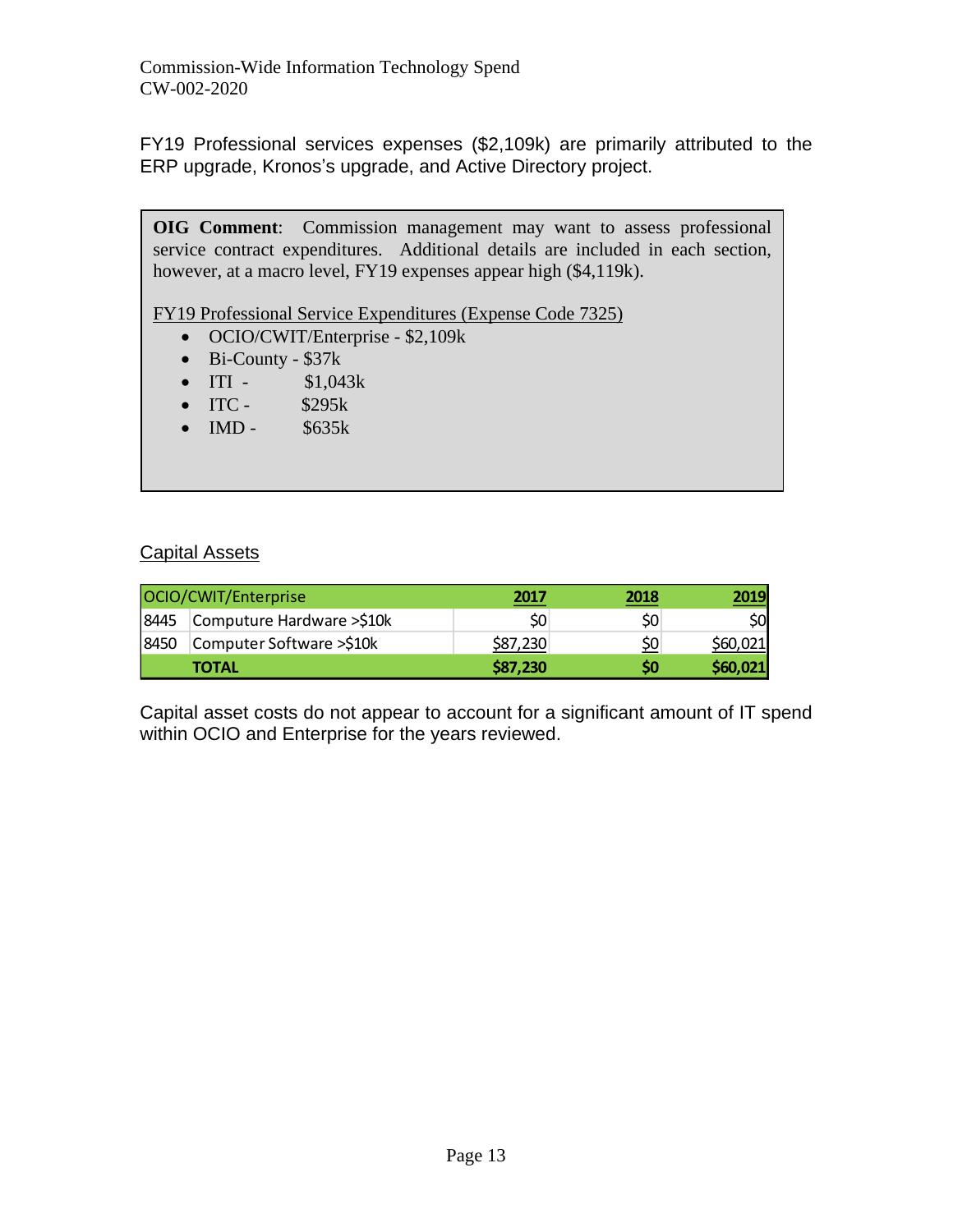FY19 Professional services expenses ($2,109k) are primarily attributed to the ERP upgrade, Kronos's upgrade, and Active Directory project.

**OIG Comment**: Commission management may want to assess professional service contract expenditures. Additional details are included in each section, however, at a macro level, FY19 expenses appear high ($4,119k).

FY19 Professional Service Expenditures (Expense Code 7325)

- OCIO/CWIT/Enterprise - $2,109k
- Bi-County - $37k
- ITI - $1,043k
- ITC - $295k
- IMD - $635k

Capital Assets

| | OCIO/CWIT/Enterprise | 2017 | 2018 | 2019 |
|---|---|---|---|---|
| 8445 | Computure Hardware >$10k | $0 | $0 | $0 |
| 8450 | Computer Software >$10k | $87,230 | $0 | $60,021 |
| | **TOTAL** | **$87,230** | **$0** | **$60,021** |

Capital asset costs do not appear to account for a significant amount of IT spend within OCIO and Enterprise for the years reviewed.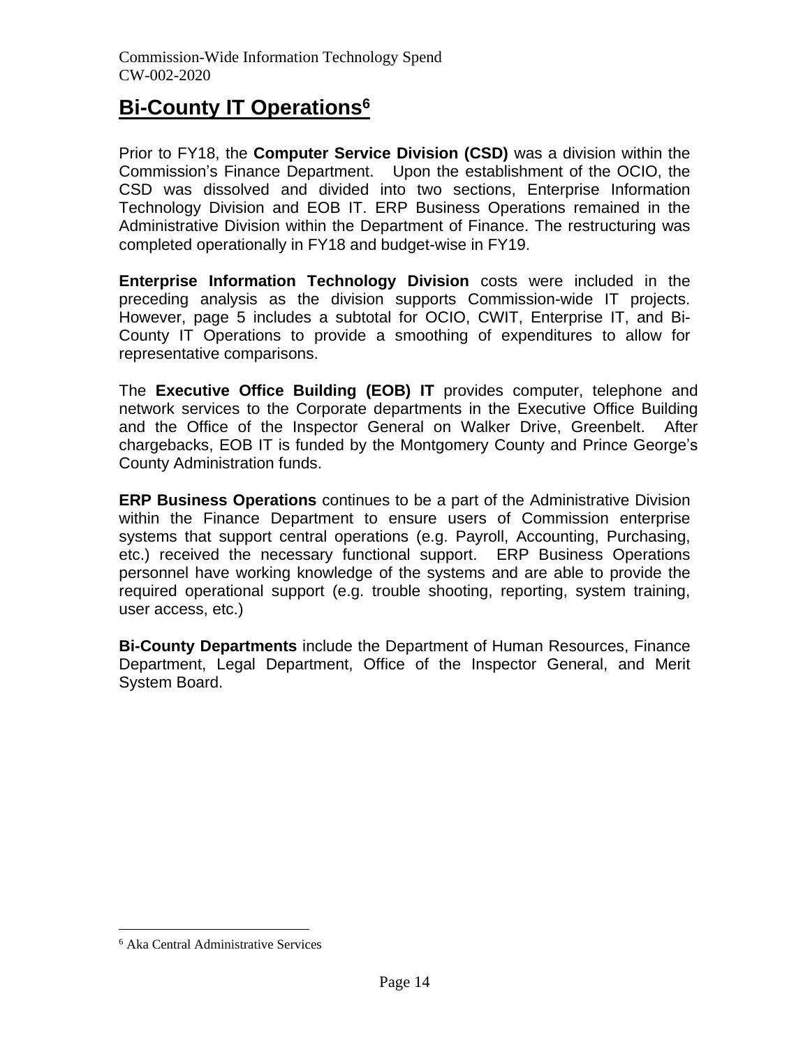## Bi-County IT Operations[6]

Prior to FY18, the **Computer Service Division (CSD)** was a division within the Commission's Finance Department. Upon the establishment of the OCIO, the CSD was dissolved and divided into two sections, Enterprise Information Technology Division and EOB IT. ERP Business Operations remained in the Administrative Division within the Department of Finance. The restructuring was completed operationally in FY18 and budget-wise in FY19.

**Enterprise Information Technology Division** costs were included in the preceding analysis as the division supports Commission-wide IT projects. However, page 5 includes a subtotal for OCIO, CWIT, Enterprise IT, and Bi-County IT Operations to provide a smoothing of expenditures to allow for representative comparisons.

The **Executive Office Building (EOB) IT** provides computer, telephone and network services to the Corporate departments in the Executive Office Building and the Office of the Inspector General on Walker Drive, Greenbelt. After chargebacks, EOB IT is funded by the Montgomery County and Prince George's County Administration funds.

**ERP Business Operations** continues to be a part of the Administrative Division within the Finance Department to ensure users of Commission enterprise systems that support central operations (e.g. Payroll, Accounting, Purchasing, etc.) received the necessary functional support. ERP Business Operations personnel have working knowledge of the systems and are able to provide the required operational support (e.g. trouble shooting, reporting, system training, user access, etc.)

**Bi-County Departments** include the Department of Human Resources, Finance Department, Legal Department, Office of the Inspector General, and Merit System Board.

[6] Aka Central Administrative Services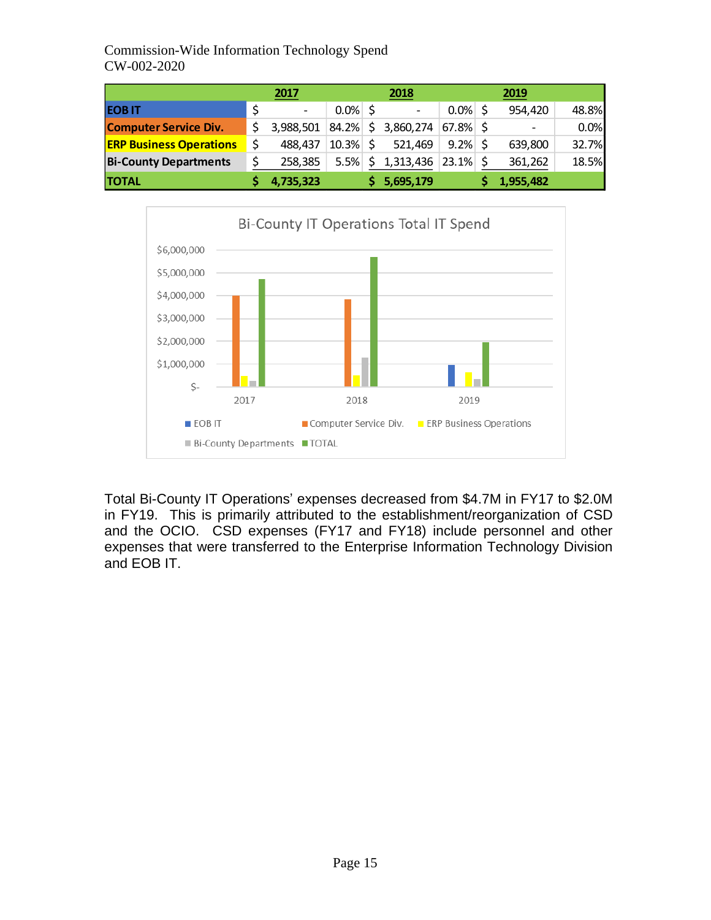| | 2017 | | 2018 | | 2019 | |
|---|---|---|---|---|---|---|
| **EOB IT** | $ - | 0.0% | $ - | 0.0% | $ 954,420 | 48.8% |
| **Computer Service Div.** | $ 3,988,501 | 84.2% | $ 3,860,274 | 67.8% | $ - | 0.0% |
| **ERP Business Operations** | $ 488,437 | 10.3% | $ 521,469 | 9.2% | $ 639,800 | 32.7% |
| **Bi-County Departments** | $ 258,385 | 5.5% | $ 1,313,436 | 23.1% | $ 361,262 | 18.5% |
| **TOTAL** | **$ 4,735,323** | | **$ 5,695,179** | | **$ 1,955,482** | |

Bi-County IT Operations Total IT Spend

Total Bi-County IT Operations' expenses decreased from \$4.7M in FY17 to \$2.0M in FY19. This is primarily attributed to the establishment/reorganization of CSD and the OCIO. CSD expenses (FY17 and FY18) include personnel and other expenses that were transferred to the Enterprise Information Technology Division and EOB IT.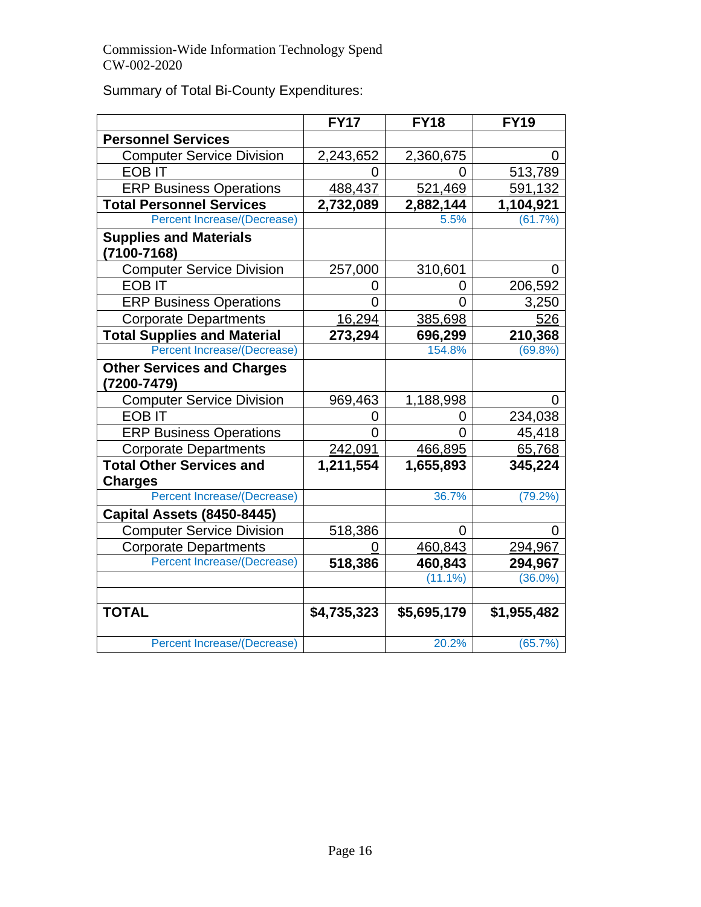Commission-Wide Information Technology Spend
CW-002-2020

Summary of Total Bi-County Expenditures:

| | FY17 | FY18 | FY19 |
|---|---|---|---|
| **Personnel Services** | | | |
| Computer Service Division | 2,243,652 | 2,360,675 | 0 |
| EOB IT | 0 | 0 | 513,789 |
| ERP Business Operations | 488,437 | 521,469 | 591,132 |
| **Total Personnel Services** | **2,732,089** | **2,882,144** | **1,104,921** |
| Percent Increase/(Decrease) | | 5.5% | (61.7%) |
| **Supplies and Materials (7100-7168)** | | | |
| Computer Service Division | 257,000 | 310,601 | 0 |
| EOB IT | 0 | 0 | 206,592 |
| ERP Business Operations | 0 | 0 | 3,250 |
| Corporate Departments | 16,294 | 385,698 | 526 |
| **Total Supplies and Material** | **273,294** | **696,299** | **210,368** |
| Percent Increase/(Decrease) | | 154.8% | (69.8%) |
| **Other Services and Charges (7200-7479)** | | | |
| Computer Service Division | 969,463 | 1,188,998 | 0 |
| EOB IT | 0 | 0 | 234,038 |
| ERP Business Operations | 0 | 0 | 45,418 |
| Corporate Departments | 242,091 | 466,895 | 65,768 |
| **Total Other Services and Charges** | **1,211,554** | **1,655,893** | **345,224** |
| Percent Increase/(Decrease) | | 36.7% | (79.2%) |
| **Capital Assets (8450-8445)** | | | |
| Computer Service Division | 518,386 | 0 | 0 |
| Corporate Departments | 0 | 460,843 | 294,967 |
| Percent Increase/(Decrease) | **518,386** | **460,843** | **294,967** |
| | | (11.1%) | (36.0%) |
| | | | |
| **TOTAL** | **$4,735,323** | **$5,695,179** | **$1,955,482** |
| Percent Increase/(Decrease) | | 20.2% | (65.7%) |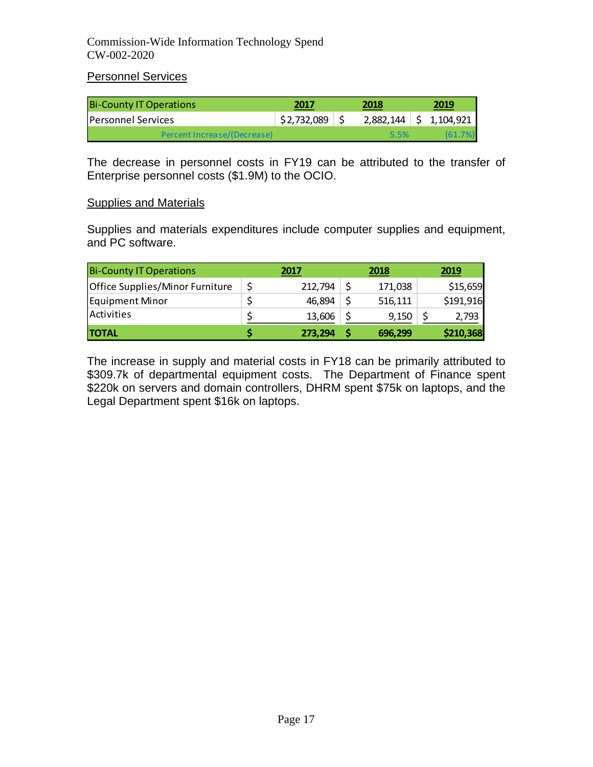## Personnel Services

| Bi-County IT Operations | 2017 | 2018 | 2019 |
|---|---|---|---|
| Personnel Services | $2,732,089 | $ 2,882,144 | $ 1,104,921 |
| Percent Increase/(Decrease) | | 5.5% | (61.7%) |

The decrease in personnel costs in FY19 can be attributed to the transfer of Enterprise personnel costs ($1.9M) to the OCIO.

## Supplies and Materials

Supplies and materials expenditures include computer supplies and equipment, and PC software.

| Bi-County IT Operations | 2017 | 2018 | 2019 |
|---|---|---|---|
| Office Supplies/Minor Furniture | $ 212,794 | $ 171,038 | $15,659 |
| Equipment Minor | $ 46,894 | $ 516,111 | $191,916 |
| Activities | $ 13,606 | $ 9,150 | $ 2,793 |
| **TOTAL** | **$ 273,294** | **$ 696,299** | **$210,368** |

The increase in supply and material costs in FY18 can be primarily attributed to $309.7k of departmental equipment costs. The Department of Finance spent $220k on servers and domain controllers, DHRM spent $75k on laptops, and the Legal Department spent $16k on laptops.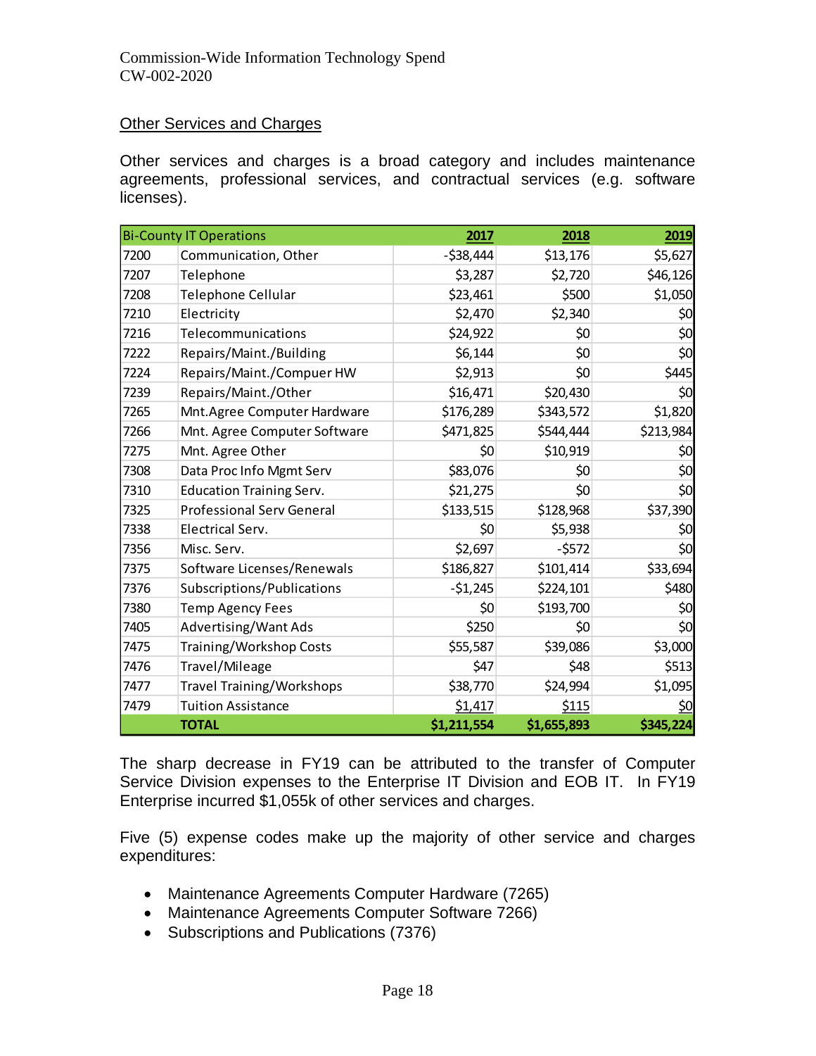## Other Services and Charges

Other services and charges is a broad category and includes maintenance agreements, professional services, and contractual services (e.g. software licenses).

| Bi-County IT Operations | | 2017 | 2018 | 2019 |
|---|---|---|---|---|
| 7200 | Communication, Other | -$38,444 | $13,176 | $5,627 |
| 7207 | Telephone | $3,287 | $2,720 | $46,126 |
| 7208 | Telephone Cellular | $23,461 | $500 | $1,050 |
| 7210 | Electricity | $2,470 | $2,340 | $0 |
| 7216 | Telecommunications | $24,922 | $0 | $0 |
| 7222 | Repairs/Maint./Building | $6,144 | $0 | $0 |
| 7224 | Repairs/Maint./Compuer HW | $2,913 | $0 | $445 |
| 7239 | Repairs/Maint./Other | $16,471 | $20,430 | $0 |
| 7265 | Mnt.Agree Computer Hardware | $176,289 | $343,572 | $1,820 |
| 7266 | Mnt. Agree Computer Software | $471,825 | $544,444 | $213,984 |
| 7275 | Mnt. Agree Other | $0 | $10,919 | $0 |
| 7308 | Data Proc Info Mgmt Serv | $83,076 | $0 | $0 |
| 7310 | Education Training Serv. | $21,275 | $0 | $0 |
| 7325 | Professional Serv General | $133,515 | $128,968 | $37,390 |
| 7338 | Electrical Serv. | $0 | $5,938 | $0 |
| 7356 | Misc. Serv. | $2,697 | -$572 | $0 |
| 7375 | Software Licenses/Renewals | $186,827 | $101,414 | $33,694 |
| 7376 | Subscriptions/Publications | -$1,245 | $224,101 | $480 |
| 7380 | Temp Agency Fees | $0 | $193,700 | $0 |
| 7405 | Advertising/Want Ads | $250 | $0 | $0 |
| 7475 | Training/Workshop Costs | $55,587 | $39,086 | $3,000 |
| 7476 | Travel/Mileage | $47 | $48 | $513 |
| 7477 | Travel Training/Workshops | $38,770 | $24,994 | $1,095 |
| 7479 | Tuition Assistance | $1,417 | $115 | $0 |
| | **TOTAL** | **$1,211,554** | **$1,655,893** | **$345,224** |

The sharp decrease in FY19 can be attributed to the transfer of Computer Service Division expenses to the Enterprise IT Division and EOB IT. In FY19 Enterprise incurred $1,055k of other services and charges.

Five (5) expense codes make up the majority of other service and charges expenditures:

- Maintenance Agreements Computer Hardware (7265)
- Maintenance Agreements Computer Software 7266)
- Subscriptions and Publications (7376)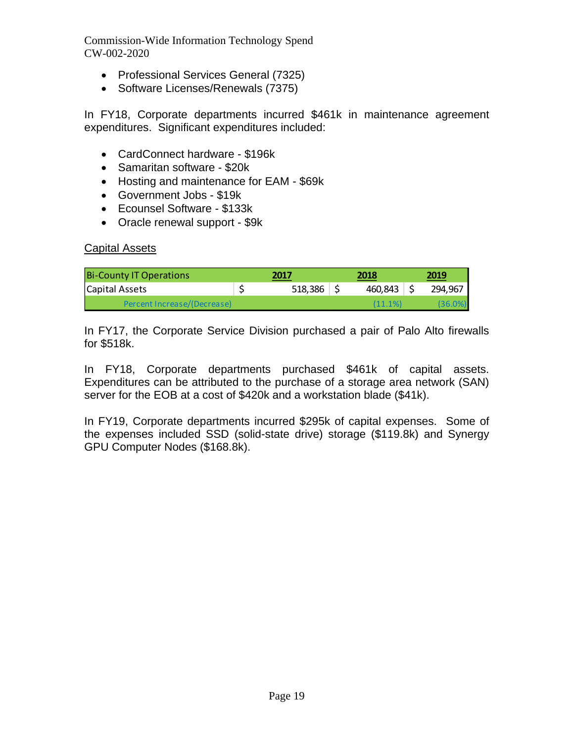- Professional Services General (7325)
- Software Licenses/Renewals (7375)

In FY18, Corporate departments incurred $461k in maintenance agreement expenditures. Significant expenditures included:

- CardConnect hardware - $196k
- Samaritan software - $20k
- Hosting and maintenance for EAM - $69k
- Government Jobs - $19k
- Ecounsel Software - $133k
- Oracle renewal support - $9k

Capital Assets

| Bi-County IT Operations | 2017 | 2018 | 2019 |
|---|---|---|---|
| Capital Assets | $ 518,386 | $ 460,843 | $ 294,967 |
| Percent Increase/(Decrease) | | (11.1%) | (36.0%) |

In FY17, the Corporate Service Division purchased a pair of Palo Alto firewalls for $518k.

In FY18, Corporate departments purchased $461k of capital assets. Expenditures can be attributed to the purchase of a storage area network (SAN) server for the EOB at a cost of $420k and a workstation blade ($41k).

In FY19, Corporate departments incurred $295k of capital expenses. Some of the expenses included SSD (solid-state drive) storage ($119.8k) and Synergy GPU Computer Nodes ($168.8k).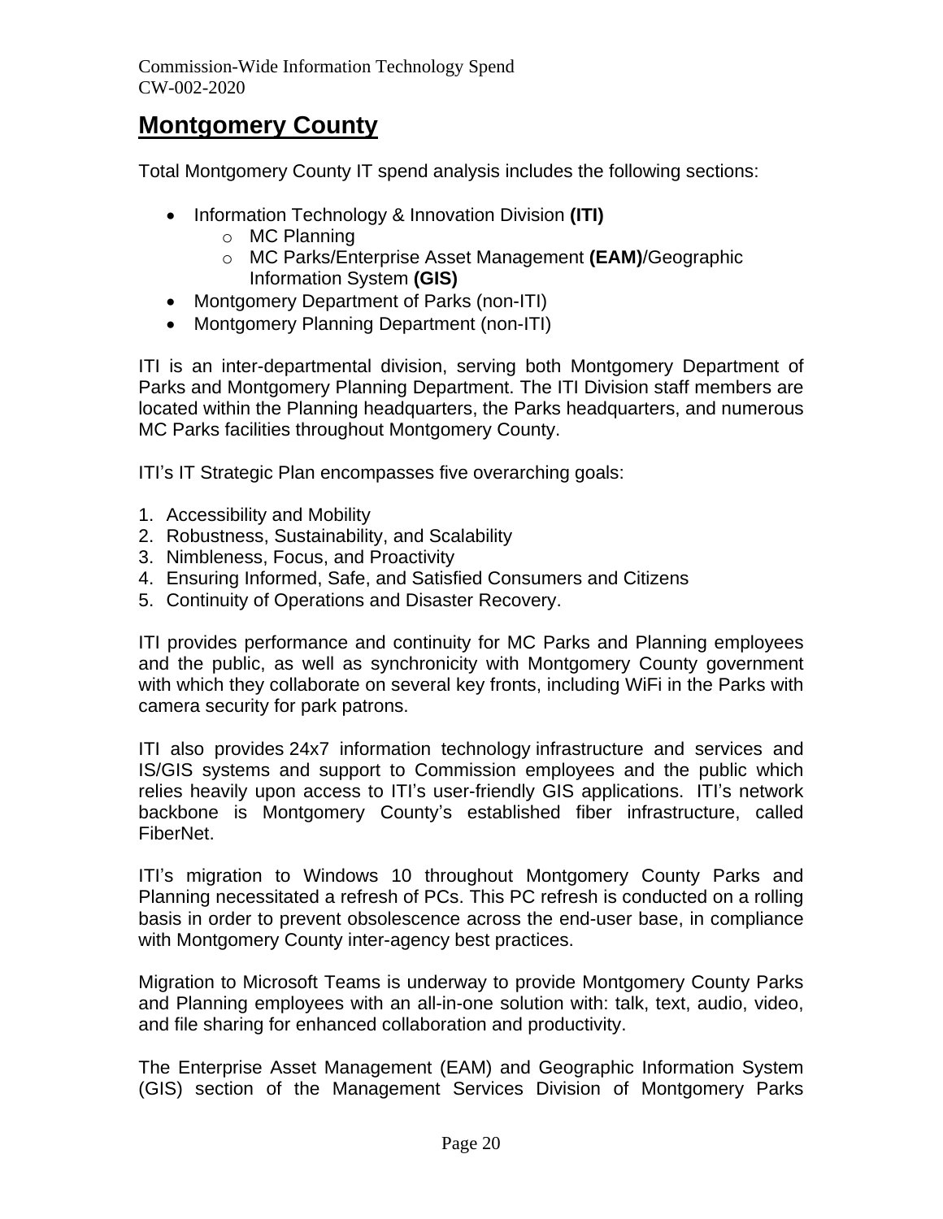## Montgomery County

Total Montgomery County IT spend analysis includes the following sections:

- Information Technology & Innovation Division **(ITI)**
  - MC Planning
  - MC Parks/Enterprise Asset Management **(EAM)**/Geographic Information System **(GIS)**
- Montgomery Department of Parks (non-ITI)
- Montgomery Planning Department (non-ITI)

ITI is an inter-departmental division, serving both Montgomery Department of Parks and Montgomery Planning Department. The ITI Division staff members are located within the Planning headquarters, the Parks headquarters, and numerous MC Parks facilities throughout Montgomery County.

ITI's IT Strategic Plan encompasses five overarching goals:

1. Accessibility and Mobility
2. Robustness, Sustainability, and Scalability
3. Nimbleness, Focus, and Proactivity
4. Ensuring Informed, Safe, and Satisfied Consumers and Citizens
5. Continuity of Operations and Disaster Recovery.

ITI provides performance and continuity for MC Parks and Planning employees and the public, as well as synchronicity with Montgomery County government with which they collaborate on several key fronts, including WiFi in the Parks with camera security for park patrons.

ITI also provides 24x7 information technology infrastructure and services and IS/GIS systems and support to Commission employees and the public which relies heavily upon access to ITI's user-friendly GIS applications. ITI's network backbone is Montgomery County's established fiber infrastructure, called FiberNet.

ITI's migration to Windows 10 throughout Montgomery County Parks and Planning necessitated a refresh of PCs. This PC refresh is conducted on a rolling basis in order to prevent obsolescence across the end-user base, in compliance with Montgomery County inter-agency best practices.

Migration to Microsoft Teams is underway to provide Montgomery County Parks and Planning employees with an all-in-one solution with: talk, text, audio, video, and file sharing for enhanced collaboration and productivity.

The Enterprise Asset Management (EAM) and Geographic Information System (GIS) section of the Management Services Division of Montgomery Parks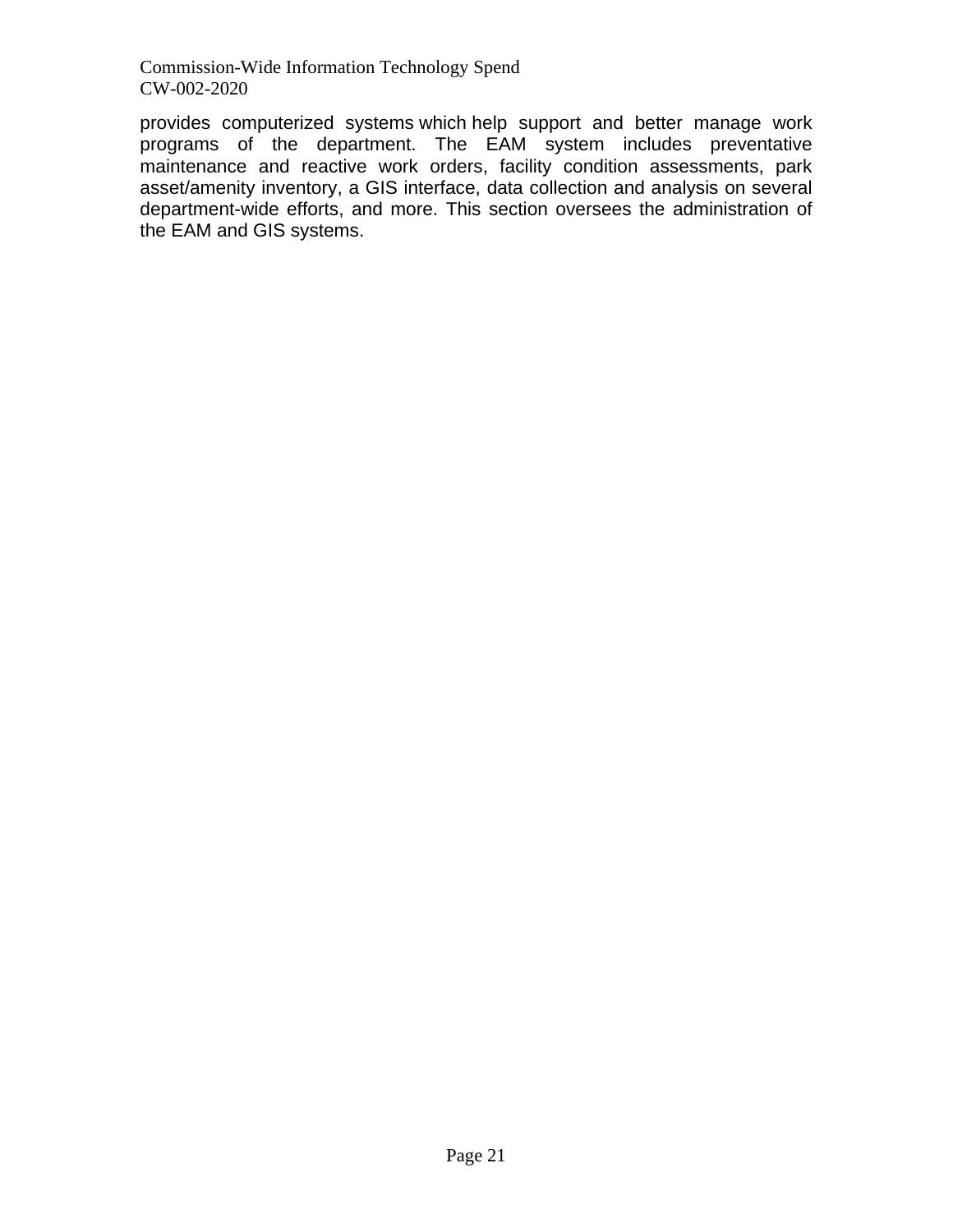provides computerized systems which help support and better manage work programs of the department. The EAM system includes preventative maintenance and reactive work orders, facility condition assessments, park asset/amenity inventory, a GIS interface, data collection and analysis on several department-wide efforts, and more. This section oversees the administration of the EAM and GIS systems.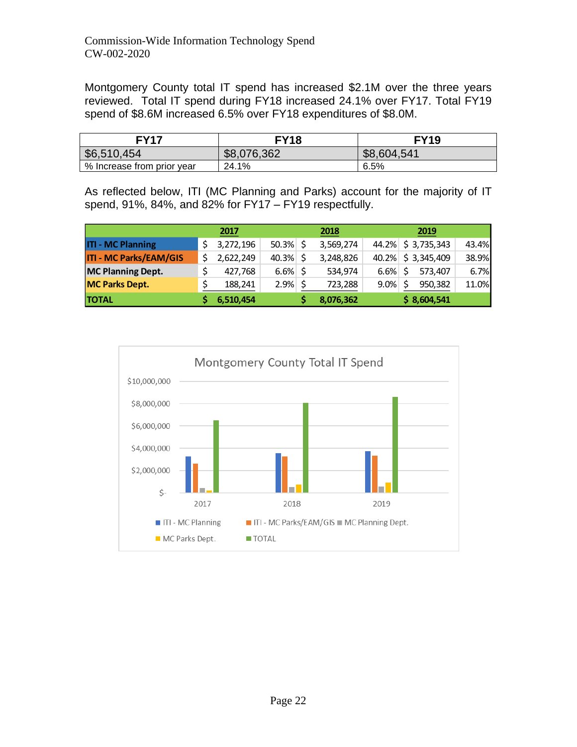Montgomery County total IT spend has increased $2.1M over the three years reviewed. Total IT spend during FY18 increased 24.1% over FY17. Total FY19 spend of $8.6M increased 6.5% over FY18 expenditures of $8.0M.

| FY17 | FY18 | FY19 |
|---|---|---|
| $6,510,454 | $8,076,362 | $8,604,541 |
| % Increase from prior year | 24.1% | 6.5% |

As reflected below, ITI (MC Planning and Parks) account for the majority of IT spend, 91%, 84%, and 82% for FY17 – FY19 respectfully.

| | 2017 | | 2018 | | 2019 | |
|---|---|---|---|---|---|---|
| **ITI - MC Planning** | $ 3,272,196 | 50.3% | $ 3,569,274 | 44.2% | $ 3,735,343 | 43.4% |
| **ITI - MC Parks/EAM/GIS** | $ 2,622,249 | 40.3% | $ 3,248,826 | 40.2% | $ 3,345,409 | 38.9% |
| **MC Planning Dept.** | $ 427,768 | 6.6% | $ 534,974 | 6.6% | $ 573,407 | 6.7% |
| **MC Parks Dept.** | $ 188,241 | 2.9% | $ 723,288 | 9.0% | $ 950,382 | 11.0% |
| **TOTAL** | **$ 6,510,454** | | **$ 8,076,362** | | **$ 8,604,541** | |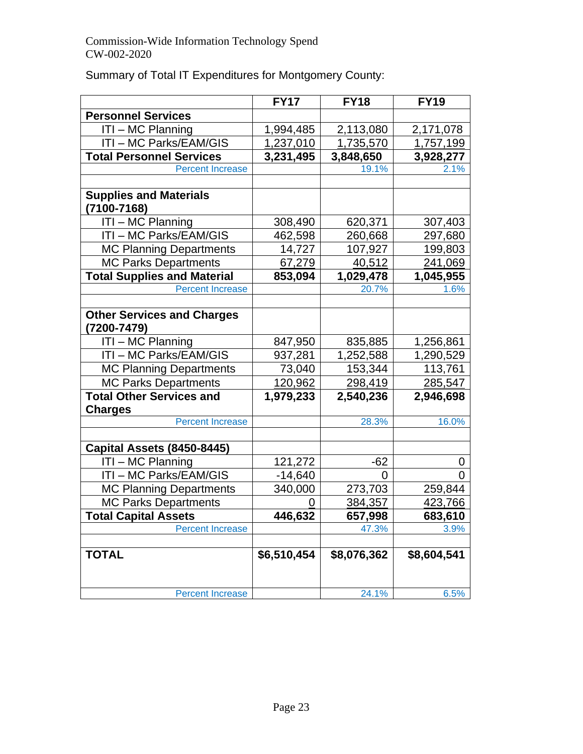Commission-Wide Information Technology Spend
CW-002-2020

Summary of Total IT Expenditures for Montgomery County:

| | FY17 | FY18 | FY19 |
|---|---|---|---|
| **Personnel Services** | | | |
| ITI – MC Planning | 1,994,485 | 2,113,080 | 2,171,078 |
| ITI – MC Parks/EAM/GIS | 1,237,010 | 1,735,570 | 1,757,199 |
| **Total Personnel Services** | **3,231,495** | **3,848,650** | **3,928,277** |
| Percent Increase | | 19.1% | 2.1% |
| | | | |
| **Supplies and Materials (7100-7168)** | | | |
| ITI – MC Planning | 308,490 | 620,371 | 307,403 |
| ITI – MC Parks/EAM/GIS | 462,598 | 260,668 | 297,680 |
| MC Planning Departments | 14,727 | 107,927 | 199,803 |
| MC Parks Departments | 67,279 | 40,512 | 241,069 |
| **Total Supplies and Material** | **853,094** | **1,029,478** | **1,045,955** |
| Percent Increase | | 20.7% | 1.6% |
| | | | |
| **Other Services and Charges (7200-7479)** | | | |
| ITI – MC Planning | 847,950 | 835,885 | 1,256,861 |
| ITI – MC Parks/EAM/GIS | 937,281 | 1,252,588 | 1,290,529 |
| MC Planning Departments | 73,040 | 153,344 | 113,761 |
| MC Parks Departments | 120,962 | 298,419 | 285,547 |
| **Total Other Services and Charges** | **1,979,233** | **2,540,236** | **2,946,698** |
| Percent Increase | | 28.3% | 16.0% |
| | | | |
| **Capital Assets (8450-8445)** | | | |
| ITI – MC Planning | 121,272 | -62 | 0 |
| ITI – MC Parks/EAM/GIS | -14,640 | 0 | 0 |
| MC Planning Departments | 340,000 | 273,703 | 259,844 |
| MC Parks Departments | 0 | 384,357 | 423,766 |
| **Total Capital Assets** | **446,632** | **657,998** | **683,610** |
| Percent Increase | | 47.3% | 3.9% |
| | | | |
| **TOTAL** | **$6,510,454** | **$8,076,362** | **$8,604,541** |
| Percent Increase | | 24.1% | 6.5% |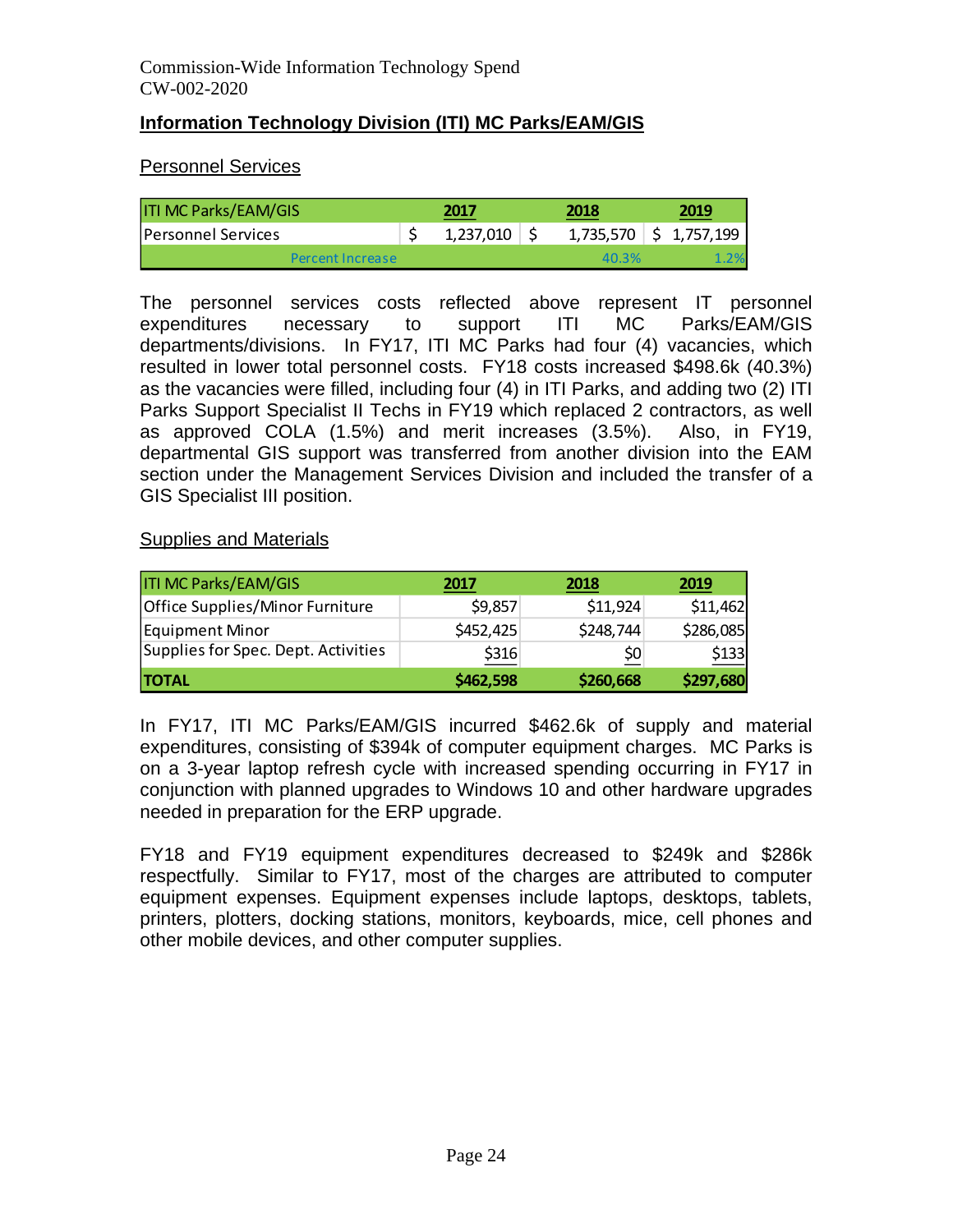Commission-Wide Information Technology Spend
CW-002-2020

## Information Technology Division (ITI) MC Parks/EAM/GIS

### Personnel Services

| ITI MC Parks/EAM/GIS | 2017 | 2018 | 2019 |
|---|---|---|---|
| Personnel Services | $ 1,237,010 | $ 1,735,570 | $ 1,757,199 |
| Percent Increase | | 40.3% | 1.2% |

The personnel services costs reflected above represent IT personnel expenditures necessary to support ITI MC Parks/EAM/GIS departments/divisions. In FY17, ITI MC Parks had four (4) vacancies, which resulted in lower total personnel costs. FY18 costs increased $498.6k (40.3%) as the vacancies were filled, including four (4) in ITI Parks, and adding two (2) ITI Parks Support Specialist II Techs in FY19 which replaced 2 contractors, as well as approved COLA (1.5%) and merit increases (3.5%). Also, in FY19, departmental GIS support was transferred from another division into the EAM section under the Management Services Division and included the transfer of a GIS Specialist III position.

### Supplies and Materials

| ITI MC Parks/EAM/GIS | 2017 | 2018 | 2019 |
|---|---|---|---|
| Office Supplies/Minor Furniture | $9,857 | $11,924 | $11,462 |
| Equipment Minor | $452,425 | $248,744 | $286,085 |
| Supplies for Spec. Dept. Activities | $316 | $0 | $133 |
| **TOTAL** | **$462,598** | **$260,668** | **$297,680** |

In FY17, ITI MC Parks/EAM/GIS incurred $462.6k of supply and material expenditures, consisting of $394k of computer equipment charges. MC Parks is on a 3-year laptop refresh cycle with increased spending occurring in FY17 in conjunction with planned upgrades to Windows 10 and other hardware upgrades needed in preparation for the ERP upgrade.

FY18 and FY19 equipment expenditures decreased to $249k and $286k respectfully. Similar to FY17, most of the charges are attributed to computer equipment expenses. Equipment expenses include laptops, desktops, tablets, printers, plotters, docking stations, monitors, keyboards, mice, cell phones and other mobile devices, and other computer supplies.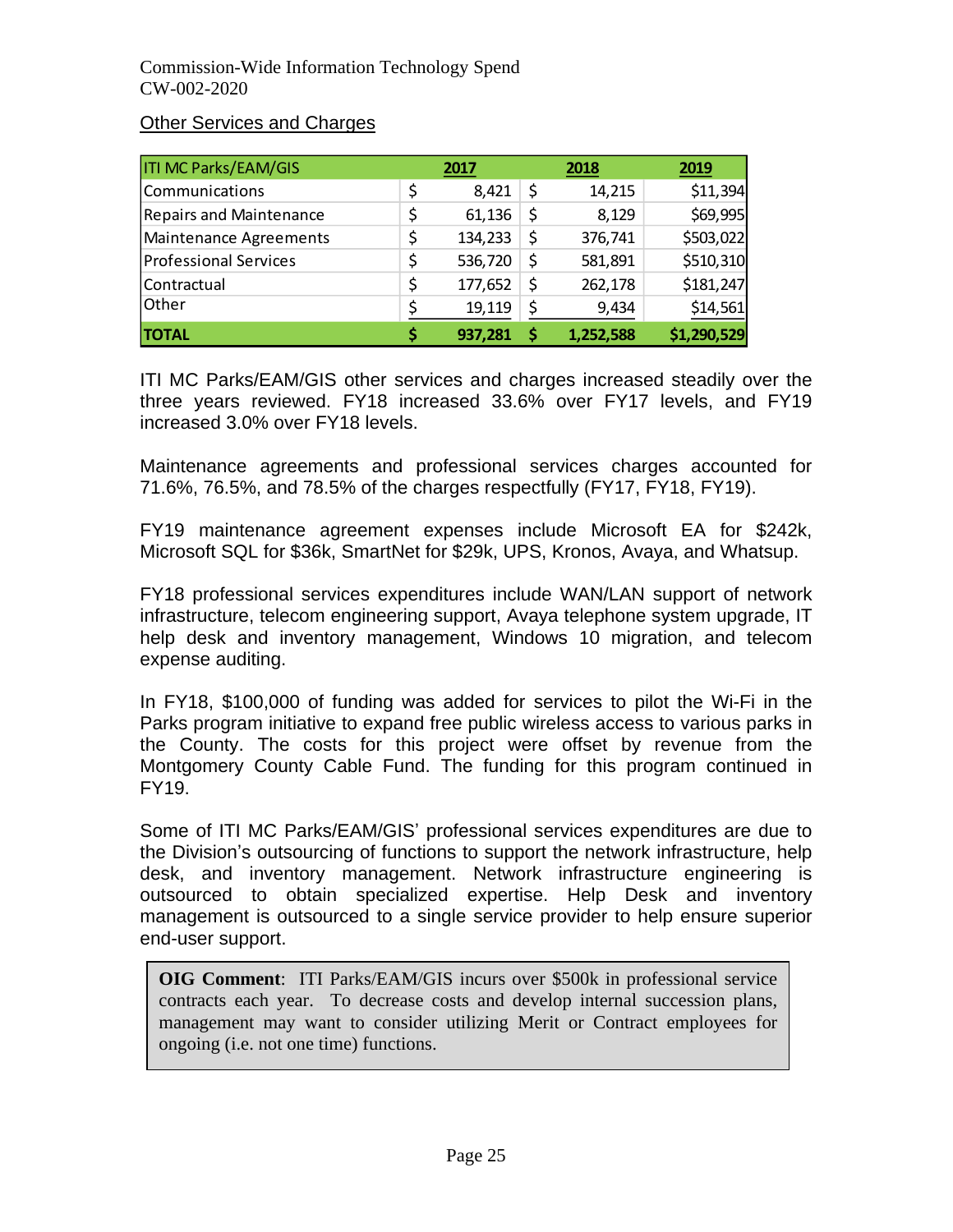Other Services and Charges

| ITI MC Parks/EAM/GIS | 2017 | 2018 | 2019 |
|---|---|---|---|
| Communications | $ 8,421 | $ 14,215 | $11,394 |
| Repairs and Maintenance | $ 61,136 | $ 8,129 | $69,995 |
| Maintenance Agreements | $ 134,233 | $ 376,741 | $503,022 |
| Professional Services | $ 536,720 | $ 581,891 | $510,310 |
| Contractual | $ 177,652 | $ 262,178 | $181,247 |
| Other | $ 19,119 | $ 9,434 | $14,561 |
| **TOTAL** | **$ 937,281** | **$ 1,252,588** | **$1,290,529** |

ITI MC Parks/EAM/GIS other services and charges increased steadily over the three years reviewed. FY18 increased 33.6% over FY17 levels, and FY19 increased 3.0% over FY18 levels.

Maintenance agreements and professional services charges accounted for 71.6%, 76.5%, and 78.5% of the charges respectfully (FY17, FY18, FY19).

FY19 maintenance agreement expenses include Microsoft EA for $242k, Microsoft SQL for $36k, SmartNet for $29k, UPS, Kronos, Avaya, and Whatsup.

FY18 professional services expenditures include WAN/LAN support of network infrastructure, telecom engineering support, Avaya telephone system upgrade, IT help desk and inventory management, Windows 10 migration, and telecom expense auditing.

In FY18, $100,000 of funding was added for services to pilot the Wi-Fi in the Parks program initiative to expand free public wireless access to various parks in the County. The costs for this project were offset by revenue from the Montgomery County Cable Fund. The funding for this program continued in FY19.

Some of ITI MC Parks/EAM/GIS' professional services expenditures are due to the Division's outsourcing of functions to support the network infrastructure, help desk, and inventory management. Network infrastructure engineering is outsourced to obtain specialized expertise. Help Desk and inventory management is outsourced to a single service provider to help ensure superior end-user support.

> **OIG Comment**: ITI Parks/EAM/GIS incurs over $500k in professional service contracts each year. To decrease costs and develop internal succession plans, management may want to consider utilizing Merit or Contract employees for ongoing (i.e. not one time) functions.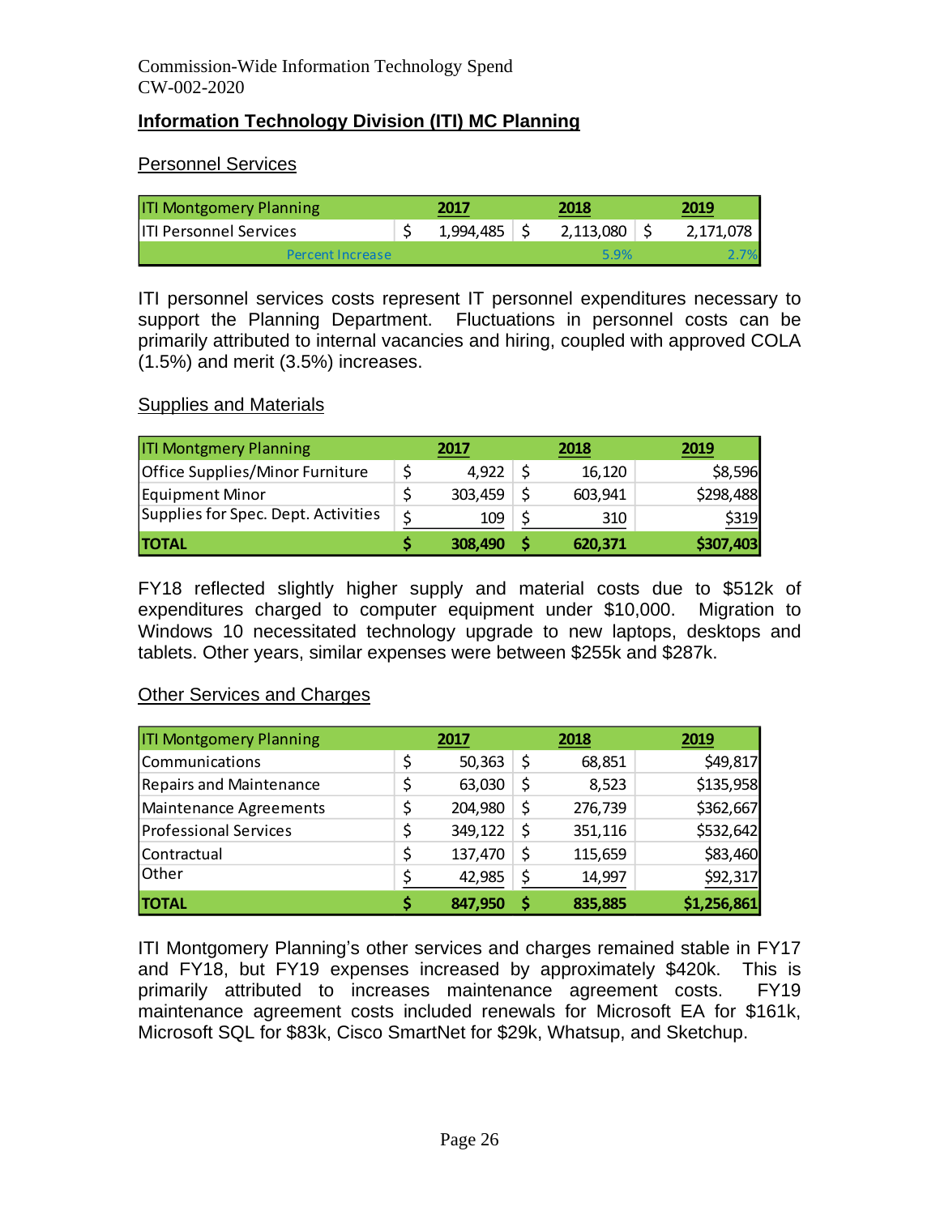## Information Technology Division (ITI) MC Planning

### Personnel Services

| ITI Montgomery Planning | 2017 | 2018 | 2019 |
|---|---|---|---|
| ITI Personnel Services | $ 1,994,485 | $ 2,113,080 | $ 2,171,078 |
| Percent Increase | | 5.9% | 2.7% |

ITI personnel services costs represent IT personnel expenditures necessary to support the Planning Department. Fluctuations in personnel costs can be primarily attributed to internal vacancies and hiring, coupled with approved COLA (1.5%) and merit (3.5%) increases.

### Supplies and Materials

| ITI Montgmery Planning | 2017 | 2018 | 2019 |
|---|---|---|---|
| Office Supplies/Minor Furniture | $ 4,922 | $ 16,120 | $8,596 |
| Equipment Minor | $ 303,459 | $ 603,941 | $298,488 |
| Supplies for Spec. Dept. Activities | $ 109 | $ 310 | $319 |
| **TOTAL** | **$ 308,490** | **$ 620,371** | **$307,403** |

FY18 reflected slightly higher supply and material costs due to $512k of expenditures charged to computer equipment under $10,000. Migration to Windows 10 necessitated technology upgrade to new laptops, desktops and tablets. Other years, similar expenses were between $255k and $287k.

### Other Services and Charges

| ITI Montgomery Planning | 2017 | 2018 | 2019 |
|---|---|---|---|
| Communications | $ 50,363 | $ 68,851 | $49,817 |
| Repairs and Maintenance | $ 63,030 | $ 8,523 | $135,958 |
| Maintenance Agreements | $ 204,980 | $ 276,739 | $362,667 |
| Professional Services | $ 349,122 | $ 351,116 | $532,642 |
| Contractual | $ 137,470 | $ 115,659 | $83,460 |
| Other | $ 42,985 | $ 14,997 | $92,317 |
| **TOTAL** | **$ 847,950** | **$ 835,885** | **$1,256,861** |

ITI Montgomery Planning's other services and charges remained stable in FY17 and FY18, but FY19 expenses increased by approximately $420k. This is primarily attributed to increases maintenance agreement costs. FY19 maintenance agreement costs included renewals for Microsoft EA for $161k, Microsoft SQL for $83k, Cisco SmartNet for $29k, Whatsup, and Sketchup.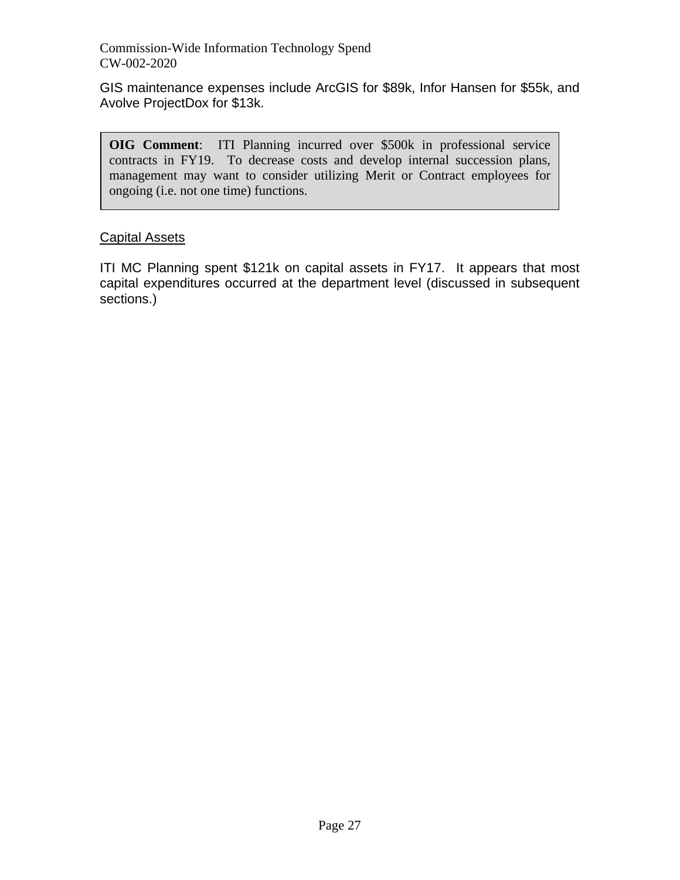GIS maintenance expenses include ArcGIS for $89k, Infor Hansen for $55k, and Avolve ProjectDox for $13k.

> **OIG Comment**: ITI Planning incurred over $500k in professional service contracts in FY19. To decrease costs and develop internal succession plans, management may want to consider utilizing Merit or Contract employees for ongoing (i.e. not one time) functions.

<u>Capital Assets</u>

ITI MC Planning spent $121k on capital assets in FY17. It appears that most capital expenditures occurred at the department level (discussed in subsequent sections.)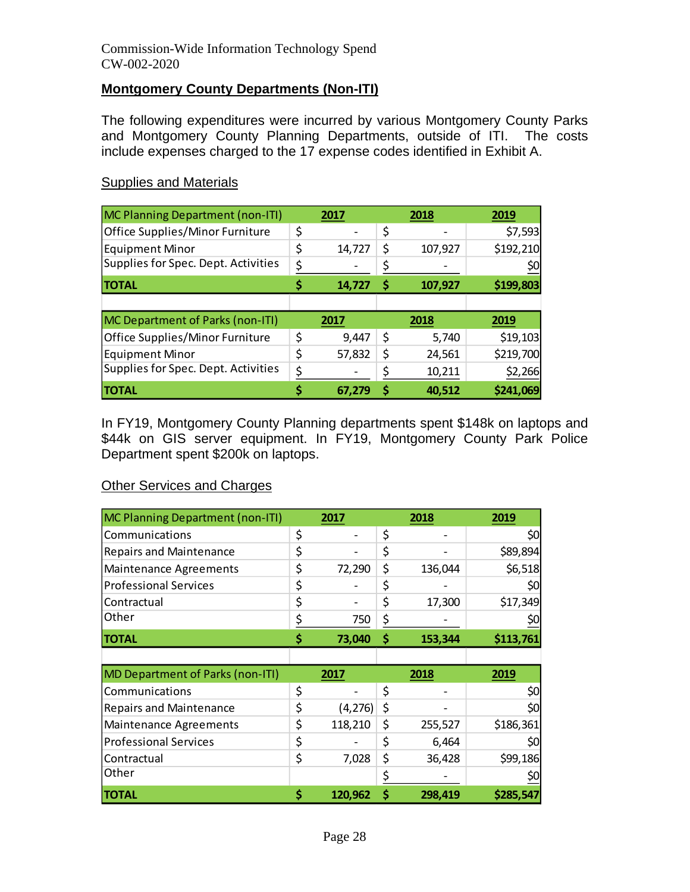Commission-Wide Information Technology Spend
CW-002-2020

## Montgomery County Departments (Non-ITI)

The following expenditures were incurred by various Montgomery County Parks and Montgomery County Planning Departments, outside of ITI. The costs include expenses charged to the 17 expense codes identified in Exhibit A.

### Supplies and Materials

| MC Planning Department (non-ITI) | 2017 | 2018 | 2019 |
|---|---|---|---|
| Office Supplies/Minor Furniture | $ - | $ - | $7,593 |
| Equipment Minor | $ 14,727 | $ 107,927 | $192,210 |
| Supplies for Spec. Dept. Activities | $ - | $ - | $0 |
| **TOTAL** | **$ 14,727** | **$ 107,927** | **$199,803** |

| MC Department of Parks (non-ITI) | 2017 | 2018 | 2019 |
|---|---|---|---|
| Office Supplies/Minor Furniture | $ 9,447 | $ 5,740 | $19,103 |
| Equipment Minor | $ 57,832 | $ 24,561 | $219,700 |
| Supplies for Spec. Dept. Activities | $ - | $ 10,211 | $2,266 |
| **TOTAL** | **$ 67,279** | **$ 40,512** | **$241,069** |

In FY19, Montgomery County Planning departments spent $148k on laptops and $44k on GIS server equipment. In FY19, Montgomery County Park Police Department spent $200k on laptops.

### Other Services and Charges

| MC Planning Department (non-ITI) | 2017 | 2018 | 2019 |
|---|---|---|---|
| Communications | $ - | $ - | $0 |
| Repairs and Maintenance | $ - | $ - | $89,894 |
| Maintenance Agreements | $ 72,290 | $ 136,044 | $6,518 |
| Professional Services | $ - | $ - | $0 |
| Contractual | $ - | $ 17,300 | $17,349 |
| Other | $ 750 | $ - | $0 |
| **TOTAL** | **$ 73,040** | **$ 153,344** | **$113,761** |

| MD Department of Parks (non-ITI) | 2017 | 2018 | 2019 |
|---|---|---|---|
| Communications | $ - | $ - | $0 |
| Repairs and Maintenance | $ (4,276) | $ - | $0 |
| Maintenance Agreements | $ 118,210 | $ 255,527 | $186,361 |
| Professional Services | $ - | $ 6,464 | $0 |
| Contractual | $ 7,028 | $ 36,428 | $99,186 |
| Other | | $ - | $0 |
| **TOTAL** | **$ 120,962** | **$ 298,419** | **$285,547** |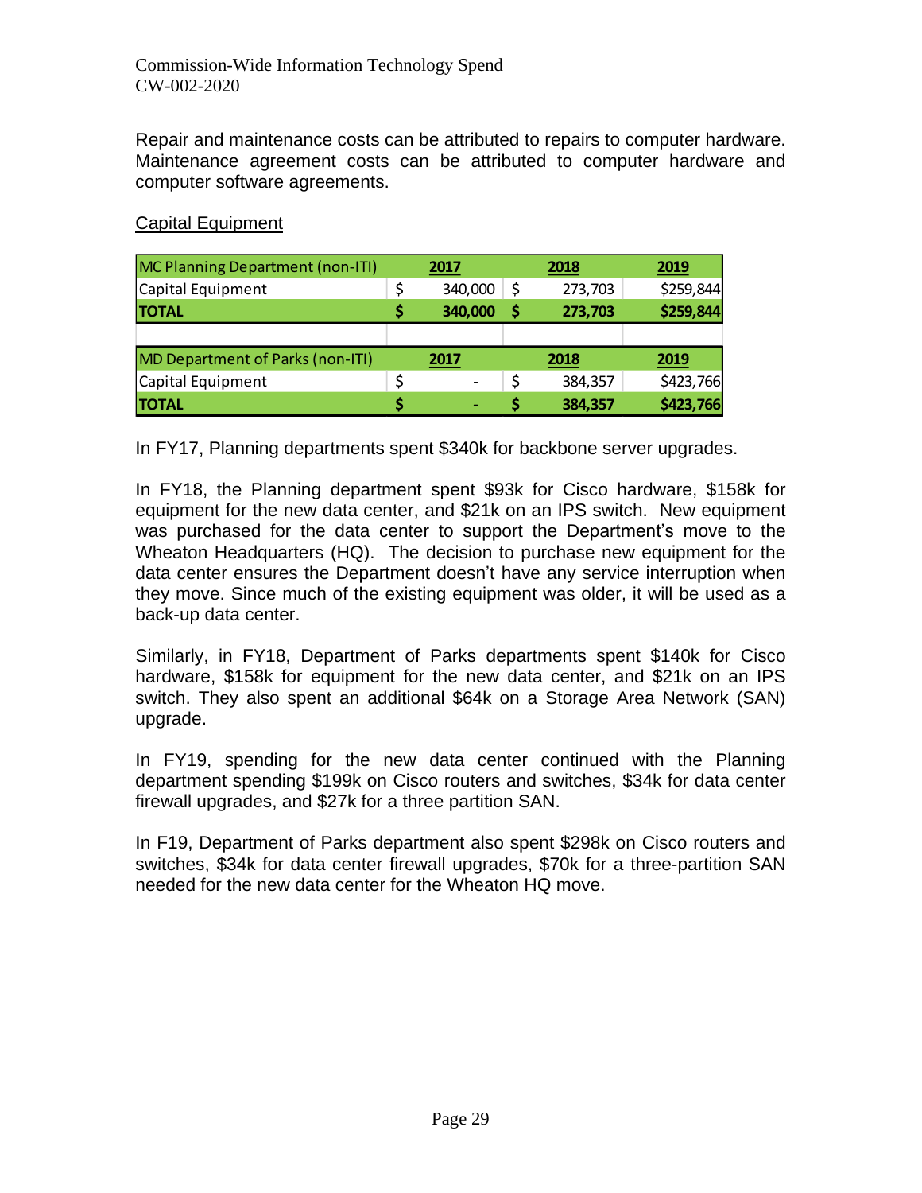Repair and maintenance costs can be attributed to repairs to computer hardware. Maintenance agreement costs can be attributed to computer hardware and computer software agreements.

Capital Equipment

| MC Planning Department (non-ITI) | 2017 | 2018 | 2019 |
|---|---|---|---|
| Capital Equipment | $ 340,000 | $ 273,703 | $259,844 |
| **TOTAL** | **$ 340,000** | **$ 273,703** | **$259,844** |

| MD Department of Parks (non-ITI) | 2017 | 2018 | 2019 |
|---|---|---|---|
| Capital Equipment | $ - | $ 384,357 | $423,766 |
| **TOTAL** | **$ -** | **$ 384,357** | **$423,766** |

In FY17, Planning departments spent $340k for backbone server upgrades.

In FY18, the Planning department spent $93k for Cisco hardware, $158k for equipment for the new data center, and $21k on an IPS switch. New equipment was purchased for the data center to support the Department's move to the Wheaton Headquarters (HQ). The decision to purchase new equipment for the data center ensures the Department doesn't have any service interruption when they move. Since much of the existing equipment was older, it will be used as a back-up data center.

Similarly, in FY18, Department of Parks departments spent $140k for Cisco hardware, $158k for equipment for the new data center, and $21k on an IPS switch. They also spent an additional $64k on a Storage Area Network (SAN) upgrade.

In FY19, spending for the new data center continued with the Planning department spending $199k on Cisco routers and switches, $34k for data center firewall upgrades, and $27k for a three partition SAN.

In F19, Department of Parks department also spent $298k on Cisco routers and switches, $34k for data center firewall upgrades, $70k for a three-partition SAN needed for the new data center for the Wheaton HQ move.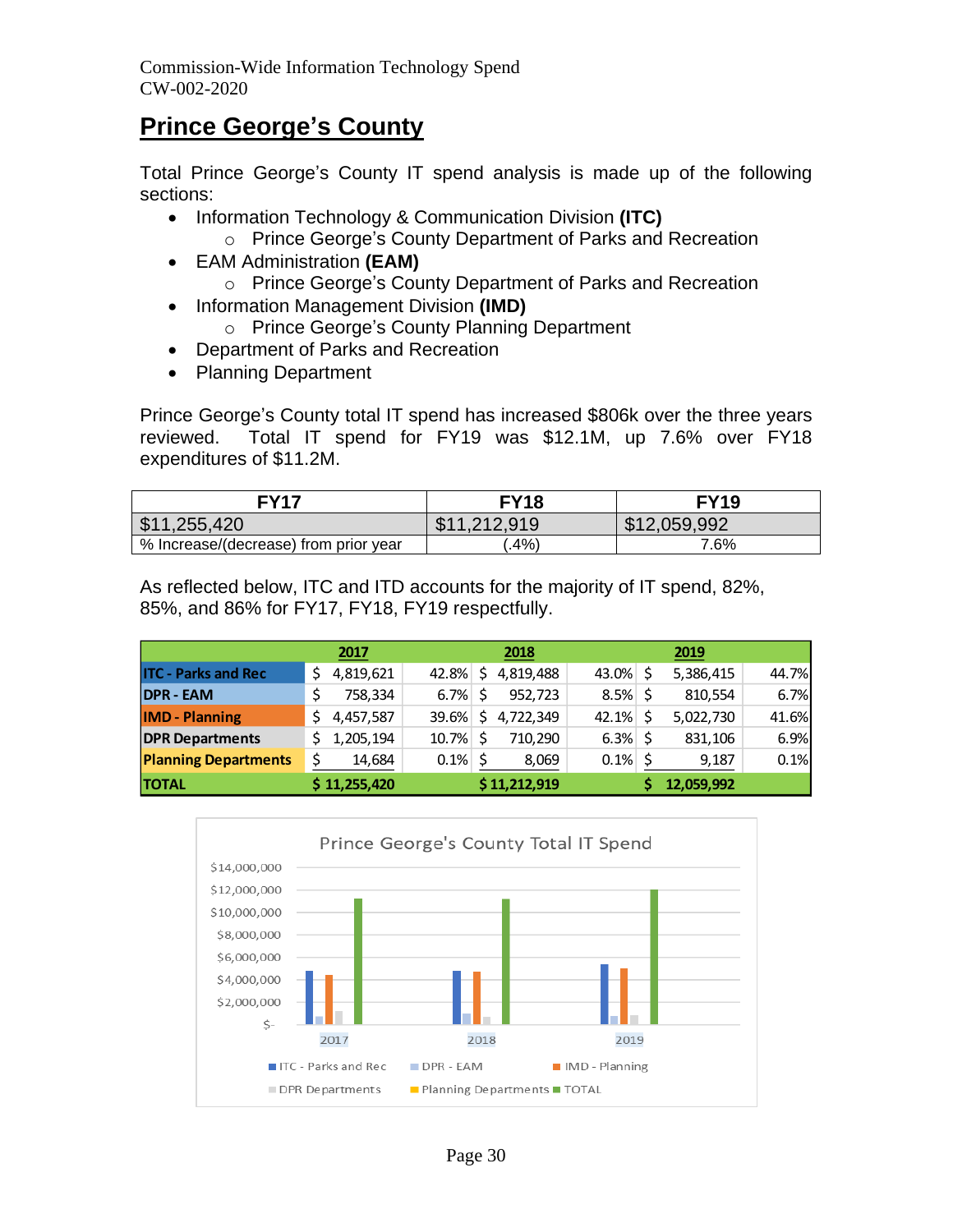## Prince George's County

Total Prince George's County IT spend analysis is made up of the following sections:

- Information Technology & Communication Division **(ITC)**
  - Prince George's County Department of Parks and Recreation
- EAM Administration **(EAM)**
  - Prince George's County Department of Parks and Recreation
- Information Management Division **(IMD)**
  - Prince George's County Planning Department
- Department of Parks and Recreation
- Planning Department

Prince George's County total IT spend has increased $806k over the three years reviewed. Total IT spend for FY19 was $12.1M, up 7.6% over FY18 expenditures of $11.2M.

| FY17 | FY18 | FY19 |
|---|---|---|
| $11,255,420 | $11,212,919 | $12,059,992 |
| % Increase/(decrease) from prior year | (.4%) | 7.6% |

As reflected below, ITC and ITD accounts for the majority of IT spend, 82%, 85%, and 86% for FY17, FY18, FY19 respectfully.

| | 2017 | | 2018 | | 2019 | |
|---|---|---|---|---|---|---|
| **ITC - Parks and Rec** | $ 4,819,621 | 42.8% | $ 4,819,488 | 43.0% | $ 5,386,415 | 44.7% |
| **DPR - EAM** | $ 758,334 | 6.7% | $ 952,723 | 8.5% | $ 810,554 | 6.7% |
| **IMD - Planning** | $ 4,457,587 | 39.6% | $ 4,722,349 | 42.1% | $ 5,022,730 | 41.6% |
| **DPR Departments** | $ 1,205,194 | 10.7% | $ 710,290 | 6.3% | $ 831,106 | 6.9% |
| **Planning Departments** | $ 14,684 | 0.1% | $ 8,069 | 0.1% | $ 9,187 | 0.1% |
| **TOTAL** | **$ 11,255,420** | | **$ 11,212,919** | | **$ 12,059,992** | |

Prince George's County Total IT Spend

| | ITC - Parks and Rec | DPR - EAM | IMD - Planning | DPR Departments | Planning Departments | TOTAL |
|---|---|---|---|---|---|---|
| 2017 | 4,819,621 | 758,334 | 4,457,587 | 1,205,194 | 14,684 | 11,255,420 |
| 2018 | 4,819,488 | 952,723 | 4,722,349 | 710,290 | 8,069 | 11,212,919 |
| 2019 | 5,386,415 | 810,554 | 5,022,730 | 831,106 | 9,187 | 12,059,992 |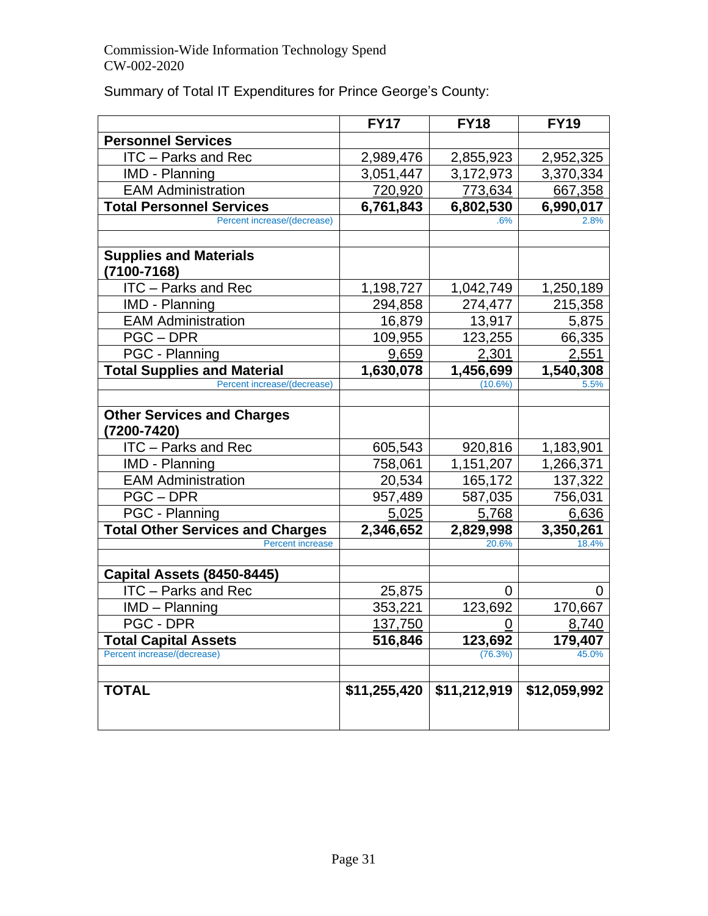Commission-Wide Information Technology Spend
CW-002-2020

Summary of Total IT Expenditures for Prince George's County:

| | FY17 | FY18 | FY19 |
|---|---|---|---|
| **Personnel Services** | | | |
| ITC – Parks and Rec | 2,989,476 | 2,855,923 | 2,952,325 |
| IMD - Planning | 3,051,447 | 3,172,973 | 3,370,334 |
| EAM Administration | 720,920 | 773,634 | 667,358 |
| **Total Personnel Services** | **6,761,843** | **6,802,530** | **6,990,017** |
| Percent increase/(decrease) | | .6% | 2.8% |
| | | | |
| **Supplies and Materials (7100-7168)** | | | |
| ITC – Parks and Rec | 1,198,727 | 1,042,749 | 1,250,189 |
| IMD - Planning | 294,858 | 274,477 | 215,358 |
| EAM Administration | 16,879 | 13,917 | 5,875 |
| PGC – DPR | 109,955 | 123,255 | 66,335 |
| PGC - Planning | 9,659 | 2,301 | 2,551 |
| **Total Supplies and Material** | **1,630,078** | **1,456,699** | **1,540,308** |
| Percent increase/(decrease) | | (10.6%) | 5.5% |
| | | | |
| **Other Services and Charges (7200-7420)** | | | |
| ITC – Parks and Rec | 605,543 | 920,816 | 1,183,901 |
| IMD - Planning | 758,061 | 1,151,207 | 1,266,371 |
| EAM Administration | 20,534 | 165,172 | 137,322 |
| PGC – DPR | 957,489 | 587,035 | 756,031 |
| PGC - Planning | 5,025 | 5,768 | 6,636 |
| **Total Other Services and Charges** | **2,346,652** | **2,829,998** | **3,350,261** |
| Percent increase | | 20.6% | 18.4% |
| | | | |
| **Capital Assets (8450-8445)** | | | |
| ITC – Parks and Rec | 25,875 | 0 | 0 |
| IMD – Planning | 353,221 | 123,692 | 170,667 |
| PGC - DPR | 137,750 | 0 | 8,740 |
| **Total Capital Assets** | **516,846** | **123,692** | **179,407** |
| Percent increase/(decrease) | | (76.3%) | 45.0% |
| | | | |
| **TOTAL** | **$11,255,420** | **$11,212,919** | **$12,059,992** |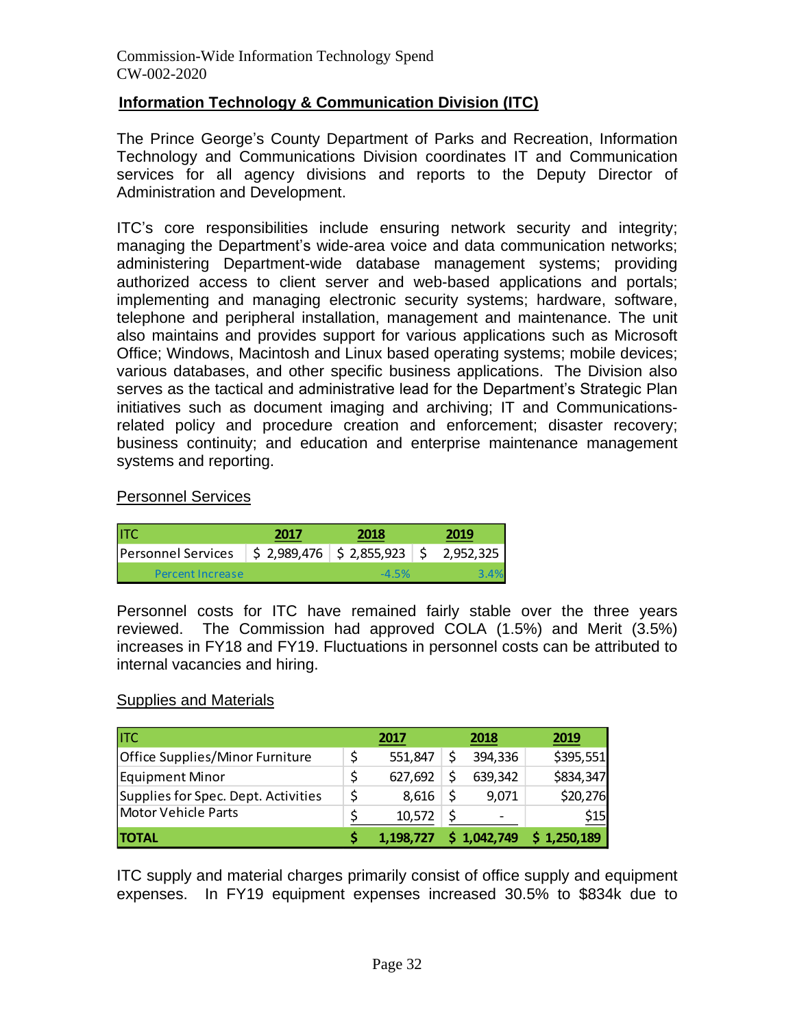## Information Technology & Communication Division (ITC)

The Prince George's County Department of Parks and Recreation, Information Technology and Communications Division coordinates IT and Communication services for all agency divisions and reports to the Deputy Director of Administration and Development.

ITC's core responsibilities include ensuring network security and integrity; managing the Department's wide-area voice and data communication networks; administering Department-wide database management systems; providing authorized access to client server and web-based applications and portals; implementing and managing electronic security systems; hardware, software, telephone and peripheral installation, management and maintenance. The unit also maintains and provides support for various applications such as Microsoft Office; Windows, Macintosh and Linux based operating systems; mobile devices; various databases, and other specific business applications. The Division also serves as the tactical and administrative lead for the Department's Strategic Plan initiatives such as document imaging and archiving; IT and Communications-related policy and procedure creation and enforcement; disaster recovery; business continuity; and education and enterprise maintenance management systems and reporting.

### Personnel Services

| ITC | 2017 | 2018 | 2019 |
|---|---|---|---|
| Personnel Services | $ 2,989,476 | $ 2,855,923 | $ 2,952,325 |
| Percent Increase | | -4.5% | 3.4% |

Personnel costs for ITC have remained fairly stable over the three years reviewed. The Commission had approved COLA (1.5%) and Merit (3.5%) increases in FY18 and FY19. Fluctuations in personnel costs can be attributed to internal vacancies and hiring.

### Supplies and Materials

| ITC | 2017 | 2018 | 2019 |
|---|---|---|---|
| Office Supplies/Minor Furniture | $ 551,847 | $ 394,336 | $395,551 |
| Equipment Minor | $ 627,692 | $ 639,342 | $834,347 |
| Supplies for Spec. Dept. Activities | $ 8,616 | $ 9,071 | $20,276 |
| Motor Vehicle Parts | $ 10,572 | $ - | $15 |
| **TOTAL** | **$ 1,198,727** | **$ 1,042,749** | **$ 1,250,189** |

ITC supply and material charges primarily consist of office supply and equipment expenses. In FY19 equipment expenses increased 30.5% to $834k due to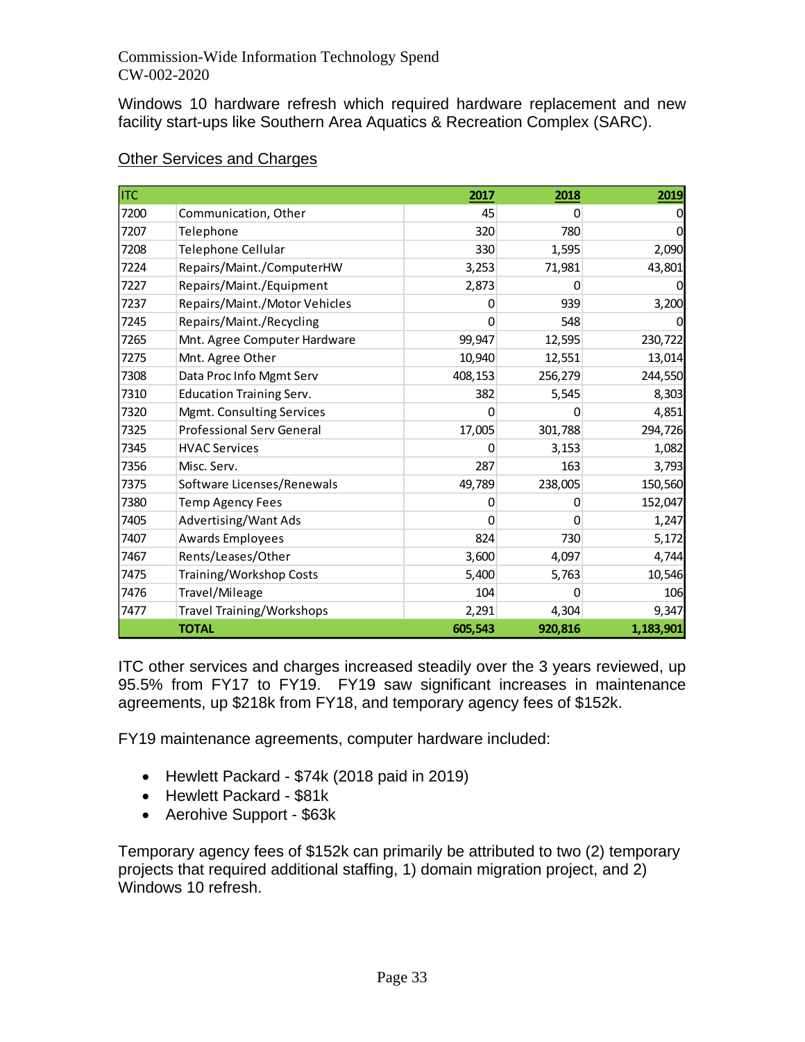Windows 10 hardware refresh which required hardware replacement and new facility start-ups like Southern Area Aquatics & Recreation Complex (SARC).

Other Services and Charges

| ITC | | 2017 | 2018 | 2019 |
|---|---|---|---|---|
| 7200 | Communication, Other | 45 | 0 | 0 |
| 7207 | Telephone | 320 | 780 | 0 |
| 7208 | Telephone Cellular | 330 | 1,595 | 2,090 |
| 7224 | Repairs/Maint./ComputerHW | 3,253 | 71,981 | 43,801 |
| 7227 | Repairs/Maint./Equipment | 2,873 | 0 | 0 |
| 7237 | Repairs/Maint./Motor Vehicles | 0 | 939 | 3,200 |
| 7245 | Repairs/Maint./Recycling | 0 | 548 | 0 |
| 7265 | Mnt. Agree Computer Hardware | 99,947 | 12,595 | 230,722 |
| 7275 | Mnt. Agree Other | 10,940 | 12,551 | 13,014 |
| 7308 | Data Proc Info Mgmt Serv | 408,153 | 256,279 | 244,550 |
| 7310 | Education Training Serv. | 382 | 5,545 | 8,303 |
| 7320 | Mgmt. Consulting Services | 0 | 0 | 4,851 |
| 7325 | Professional Serv General | 17,005 | 301,788 | 294,726 |
| 7345 | HVAC Services | 0 | 3,153 | 1,082 |
| 7356 | Misc. Serv. | 287 | 163 | 3,793 |
| 7375 | Software Licenses/Renewals | 49,789 | 238,005 | 150,560 |
| 7380 | Temp Agency Fees | 0 | 0 | 152,047 |
| 7405 | Advertising/Want Ads | 0 | 0 | 1,247 |
| 7407 | Awards Employees | 824 | 730 | 5,172 |
| 7467 | Rents/Leases/Other | 3,600 | 4,097 | 4,744 |
| 7475 | Training/Workshop Costs | 5,400 | 5,763 | 10,546 |
| 7476 | Travel/Mileage | 104 | 0 | 106 |
| 7477 | Travel Training/Workshops | 2,291 | 4,304 | 9,347 |
| | **TOTAL** | **605,543** | **920,816** | **1,183,901** |

ITC other services and charges increased steadily over the 3 years reviewed, up 95.5% from FY17 to FY19. FY19 saw significant increases in maintenance agreements, up $218k from FY18, and temporary agency fees of $152k.

FY19 maintenance agreements, computer hardware included:

- Hewlett Packard - $74k (2018 paid in 2019)
- Hewlett Packard - $81k
- Aerohive Support - $63k

Temporary agency fees of $152k can primarily be attributed to two (2) temporary projects that required additional staffing, 1) domain migration project, and 2) Windows 10 refresh.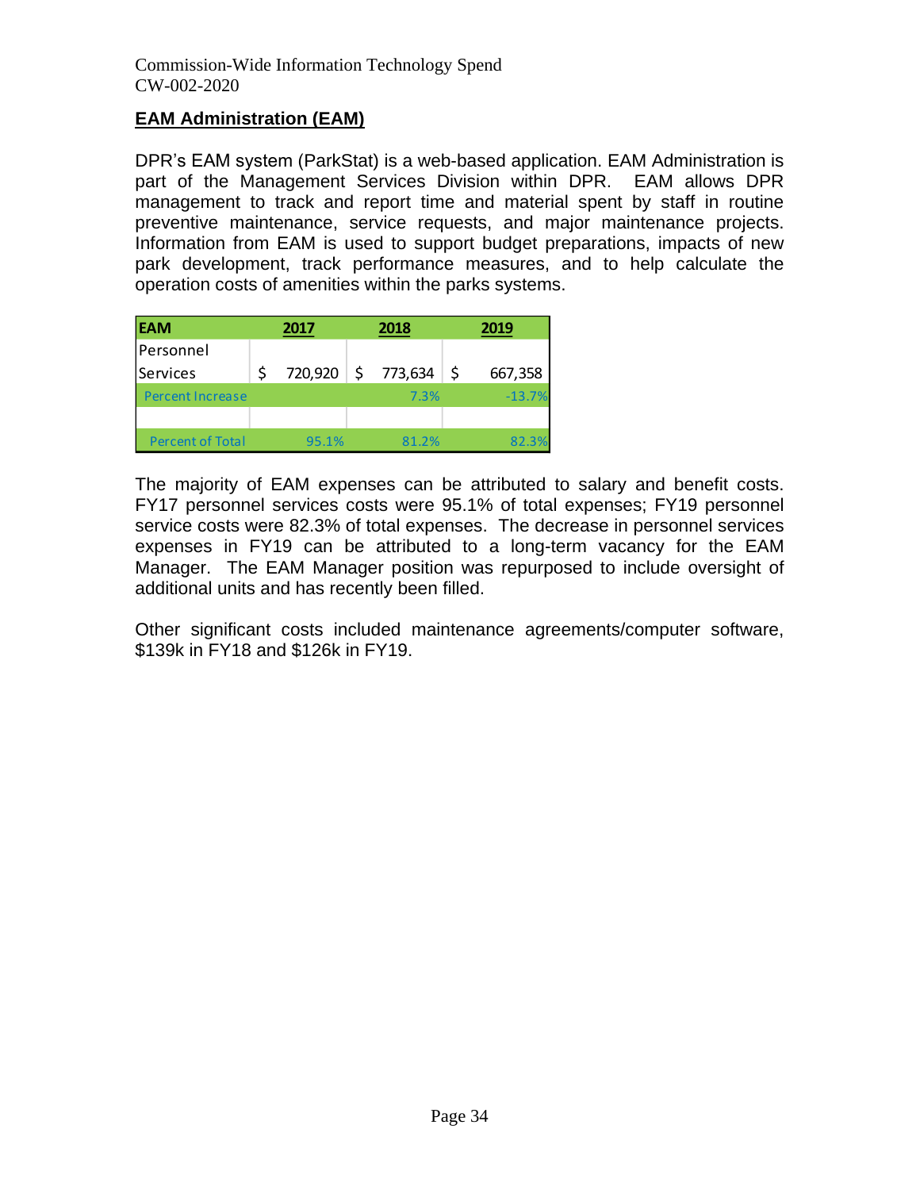## EAM Administration (EAM)

DPR's EAM system (ParkStat) is a web-based application. EAM Administration is part of the Management Services Division within DPR. EAM allows DPR management to track and report time and material spent by staff in routine preventive maintenance, service requests, and major maintenance projects. Information from EAM is used to support budget preparations, impacts of new park development, track performance measures, and to help calculate the operation costs of amenities within the parks systems.

| EAM | 2017 | 2018 | 2019 |
|---|---|---|---|
| Personnel Services | $ 720,920 | $ 773,634 | $ 667,358 |
| Percent Increase | | 7.3% | -13.7% |
| | | | |
| Percent of Total | 95.1% | 81.2% | 82.3% |

The majority of EAM expenses can be attributed to salary and benefit costs. FY17 personnel services costs were 95.1% of total expenses; FY19 personnel service costs were 82.3% of total expenses. The decrease in personnel services expenses in FY19 can be attributed to a long-term vacancy for the EAM Manager. The EAM Manager position was repurposed to include oversight of additional units and has recently been filled.

Other significant costs included maintenance agreements/computer software, $139k in FY18 and $126k in FY19.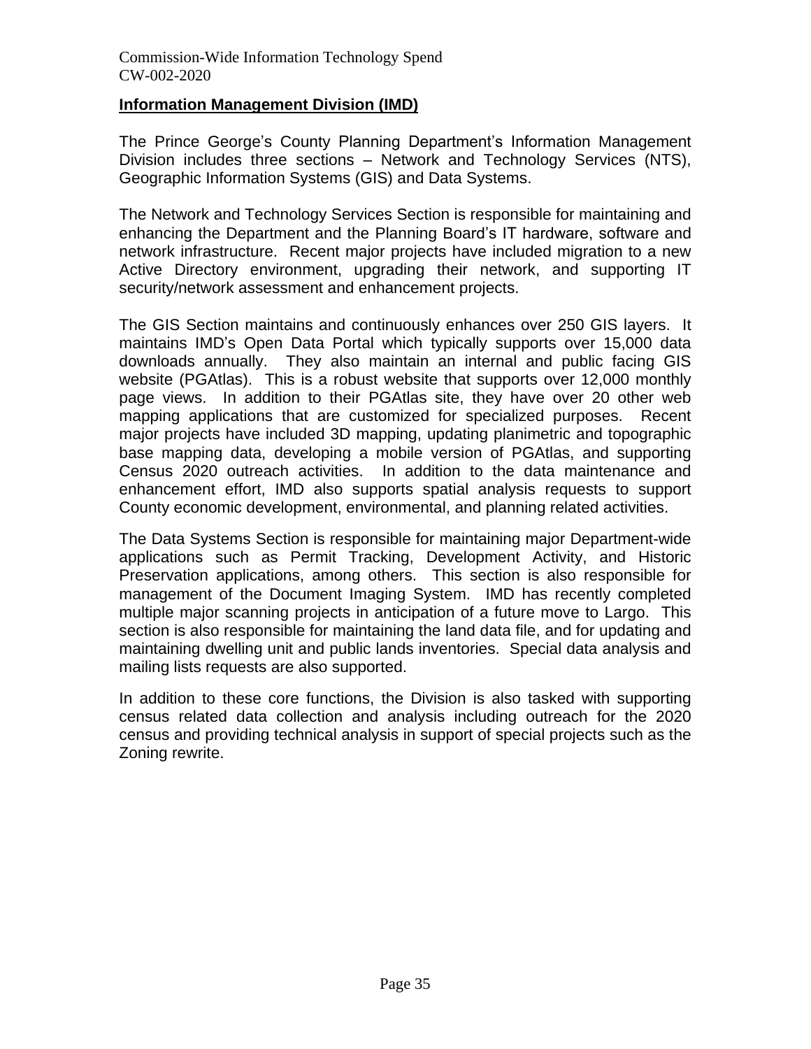## Information Management Division (IMD)

The Prince George's County Planning Department's Information Management Division includes three sections – Network and Technology Services (NTS), Geographic Information Systems (GIS) and Data Systems.

The Network and Technology Services Section is responsible for maintaining and enhancing the Department and the Planning Board's IT hardware, software and network infrastructure. Recent major projects have included migration to a new Active Directory environment, upgrading their network, and supporting IT security/network assessment and enhancement projects.

The GIS Section maintains and continuously enhances over 250 GIS layers. It maintains IMD's Open Data Portal which typically supports over 15,000 data downloads annually. They also maintain an internal and public facing GIS website (PGAtlas). This is a robust website that supports over 12,000 monthly page views. In addition to their PGAtlas site, they have over 20 other web mapping applications that are customized for specialized purposes. Recent major projects have included 3D mapping, updating planimetric and topographic base mapping data, developing a mobile version of PGAtlas, and supporting Census 2020 outreach activities. In addition to the data maintenance and enhancement effort, IMD also supports spatial analysis requests to support County economic development, environmental, and planning related activities.

The Data Systems Section is responsible for maintaining major Department-wide applications such as Permit Tracking, Development Activity, and Historic Preservation applications, among others. This section is also responsible for management of the Document Imaging System. IMD has recently completed multiple major scanning projects in anticipation of a future move to Largo. This section is also responsible for maintaining the land data file, and for updating and maintaining dwelling unit and public lands inventories. Special data analysis and mailing lists requests are also supported.

In addition to these core functions, the Division is also tasked with supporting census related data collection and analysis including outreach for the 2020 census and providing technical analysis in support of special projects such as the Zoning rewrite.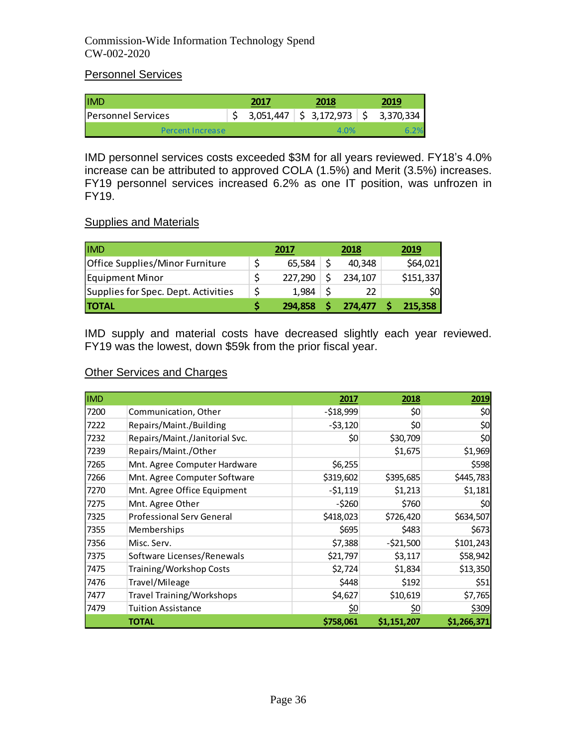Commission-Wide Information Technology Spend
CW-002-2020

## Personnel Services

| IMD | 2017 | 2018 | 2019 |
|---|---|---|---|
| Personnel Services | $ 3,051,447 | $ 3,172,973 | $ 3,370,334 |
| Percent Increase | | 4.0% | 6.2% |

IMD personnel services costs exceeded $3M for all years reviewed. FY18's 4.0% increase can be attributed to approved COLA (1.5%) and Merit (3.5%) increases. FY19 personnel services increased 6.2% as one IT position, was unfrozen in FY19.

## Supplies and Materials

| IMD | 2017 | 2018 | 2019 |
|---|---|---|---|
| Office Supplies/Minor Furniture | $ 65,584 | $ 40,348 | $64,021 |
| Equipment Minor | $ 227,290 | $ 234,107 | $151,337 |
| Supplies for Spec. Dept. Activities | $ 1,984 | $ 22 | $0 |
| **TOTAL** | **$ 294,858** | **$ 274,477** | **$ 215,358** |

IMD supply and material costs have decreased slightly each year reviewed. FY19 was the lowest, down $59k from the prior fiscal year.

## Other Services and Charges

| IMD | | 2017 | 2018 | 2019 |
|---|---|---|---|---|
| 7200 | Communication, Other | -$18,999 | $0 | $0 |
| 7222 | Repairs/Maint./Building | -$3,120 | $0 | $0 |
| 7232 | Repairs/Maint./Janitorial Svc. | $0 | $30,709 | $0 |
| 7239 | Repairs/Maint./Other | | $1,675 | $1,969 |
| 7265 | Mnt. Agree Computer Hardware | $6,255 | | $598 |
| 7266 | Mnt. Agree Computer Software | $319,602 | $395,685 | $445,783 |
| 7270 | Mnt. Agree Office Equipment | -$1,119 | $1,213 | $1,181 |
| 7275 | Mnt. Agree Other | -$260 | $760 | $0 |
| 7325 | Professional Serv General | $418,023 | $726,420 | $634,507 |
| 7355 | Memberships | $695 | $483 | $673 |
| 7356 | Misc. Serv. | $7,388 | -$21,500 | $101,243 |
| 7375 | Software Licenses/Renewals | $21,797 | $3,117 | $58,942 |
| 7475 | Training/Workshop Costs | $2,724 | $1,834 | $13,350 |
| 7476 | Travel/Mileage | $448 | $192 | $51 |
| 7477 | Travel Training/Workshops | $4,627 | $10,619 | $7,765 |
| 7479 | Tuition Assistance | $0 | $0 | $309 |
| | **TOTAL** | **$758,061** | **$1,151,207** | **$1,266,371** |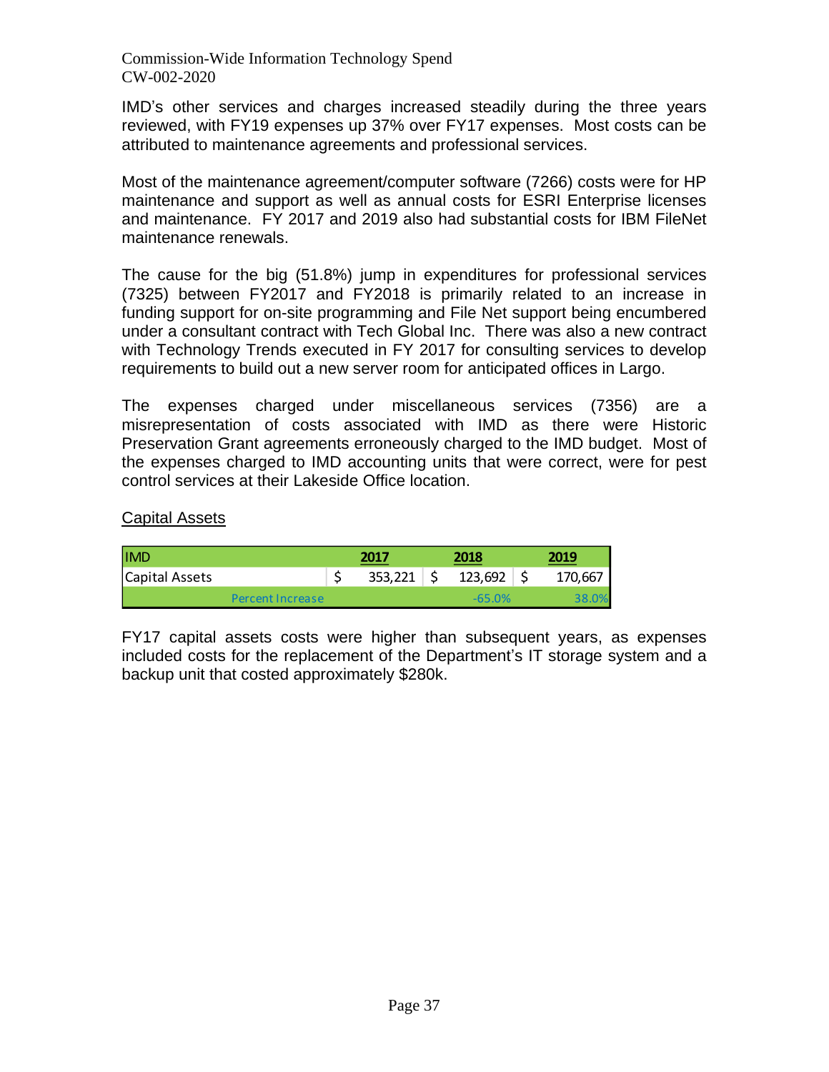IMD's other services and charges increased steadily during the three years reviewed, with FY19 expenses up 37% over FY17 expenses. Most costs can be attributed to maintenance agreements and professional services.

Most of the maintenance agreement/computer software (7266) costs were for HP maintenance and support as well as annual costs for ESRI Enterprise licenses and maintenance. FY 2017 and 2019 also had substantial costs for IBM FileNet maintenance renewals.

The cause for the big (51.8%) jump in expenditures for professional services (7325) between FY2017 and FY2018 is primarily related to an increase in funding support for on-site programming and File Net support being encumbered under a consultant contract with Tech Global Inc. There was also a new contract with Technology Trends executed in FY 2017 for consulting services to develop requirements to build out a new server room for anticipated offices in Largo.

The expenses charged under miscellaneous services (7356) are a misrepresentation of costs associated with IMD as there were Historic Preservation Grant agreements erroneously charged to the IMD budget. Most of the expenses charged to IMD accounting units that were correct, were for pest control services at their Lakeside Office location.

Capital Assets

| IMD | 2017 | 2018 | 2019 |
|---|---|---|---|
| Capital Assets | $ 353,221 | $ 123,692 | $ 170,667 |
| Percent Increase | | -65.0% | 38.0% |

FY17 capital assets costs were higher than subsequent years, as expenses included costs for the replacement of the Department's IT storage system and a backup unit that costed approximately $280k.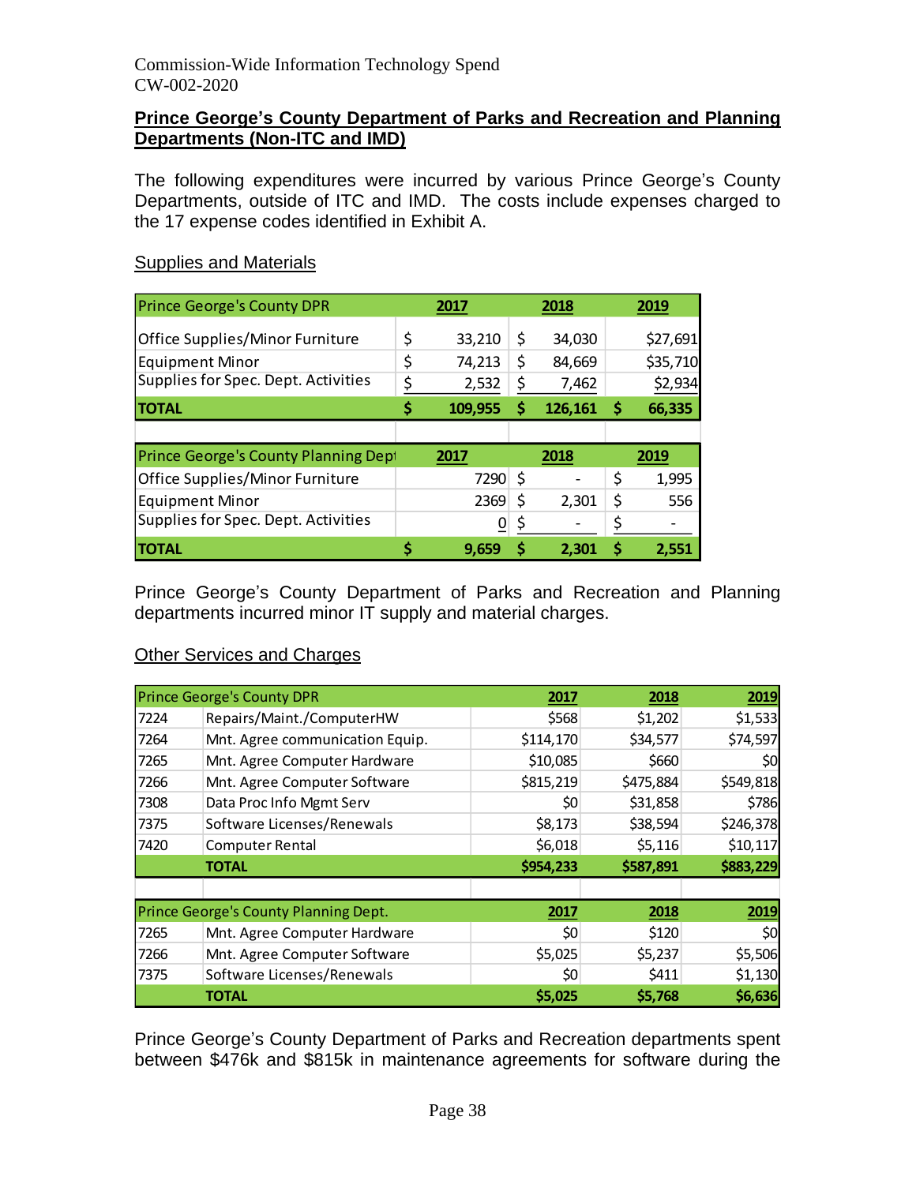## Prince George's County Department of Parks and Recreation and Planning Departments (Non-ITC and IMD)

The following expenditures were incurred by various Prince George's County Departments, outside of ITC and IMD. The costs include expenses charged to the 17 expense codes identified in Exhibit A.

### Supplies and Materials

| Prince George's County DPR | 2017 | 2018 | 2019 |
|---|---|---|---|
| Office Supplies/Minor Furniture | $ 33,210 | $ 34,030 | $27,691 |
| Equipment Minor | $ 74,213 | $ 84,669 | $35,710 |
| Supplies for Spec. Dept. Activities | $ 2,532 | $ 7,462 | $2,934 |
| **TOTAL** | **$ 109,955** | **$ 126,161** | **$ 66,335** |

| Prince George's County Planning Dept | 2017 | 2018 | 2019 |
|---|---|---|---|
| Office Supplies/Minor Furniture | 7290 | $ - | $ 1,995 |
| Equipment Minor | 2369 | $ 2,301 | $ 556 |
| Supplies for Spec. Dept. Activities | 0 | $ - | $ - |
| **TOTAL** | **$ 9,659** | **$ 2,301** | **$ 2,551** |

Prince George's County Department of Parks and Recreation and Planning departments incurred minor IT supply and material charges.

### Other Services and Charges

| Prince George's County DPR | | 2017 | 2018 | 2019 |
|---|---|---|---|---|
| 7224 | Repairs/Maint./ComputerHW | $568 | $1,202 | $1,533 |
| 7264 | Mnt. Agree communication Equip. | $114,170 | $34,577 | $74,597 |
| 7265 | Mnt. Agree Computer Hardware | $10,085 | $660 | $0 |
| 7266 | Mnt. Agree Computer Software | $815,219 | $475,884 | $549,818 |
| 7308 | Data Proc Info Mgmt Serv | $0 | $31,858 | $786 |
| 7375 | Software Licenses/Renewals | $8,173 | $38,594 | $246,378 |
| 7420 | Computer Rental | $6,018 | $5,116 | $10,117 |
| | **TOTAL** | **$954,233** | **$587,891** | **$883,229** |

| Prince George's County Planning Dept. | | 2017 | 2018 | 2019 |
|---|---|---|---|---|
| 7265 | Mnt. Agree Computer Hardware | $0 | $120 | $0 |
| 7266 | Mnt. Agree Computer Software | $5,025 | $5,237 | $5,506 |
| 7375 | Software Licenses/Renewals | $0 | $411 | $1,130 |
| | **TOTAL** | **$5,025** | **$5,768** | **$6,636** |

Prince George's County Department of Parks and Recreation departments spent between $476k and $815k in maintenance agreements for software during the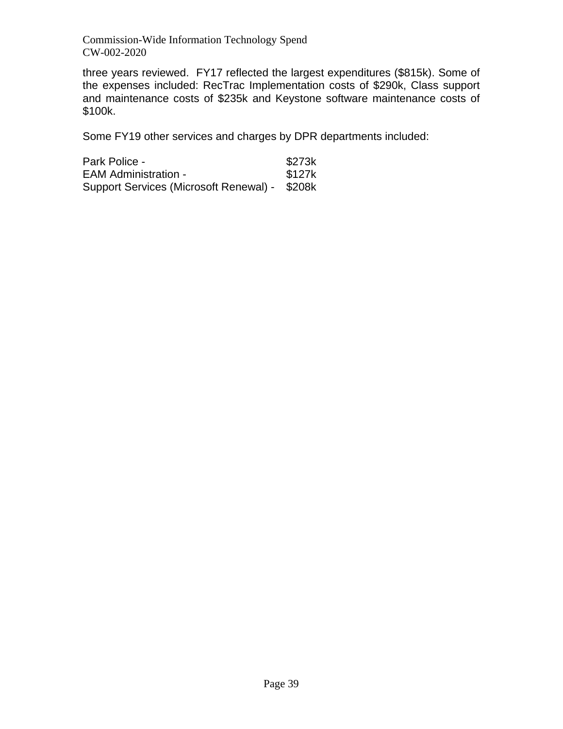three years reviewed. FY17 reflected the largest expenditures ($815k). Some of the expenses included: RecTrac Implementation costs of $290k, Class support and maintenance costs of $235k and Keystone software maintenance costs of $100k.

Some FY19 other services and charges by DPR departments included:

| | |
|---|---|
| Park Police - | $273k |
| EAM Administration - | $127k |
| Support Services (Microsoft Renewal) - | $208k |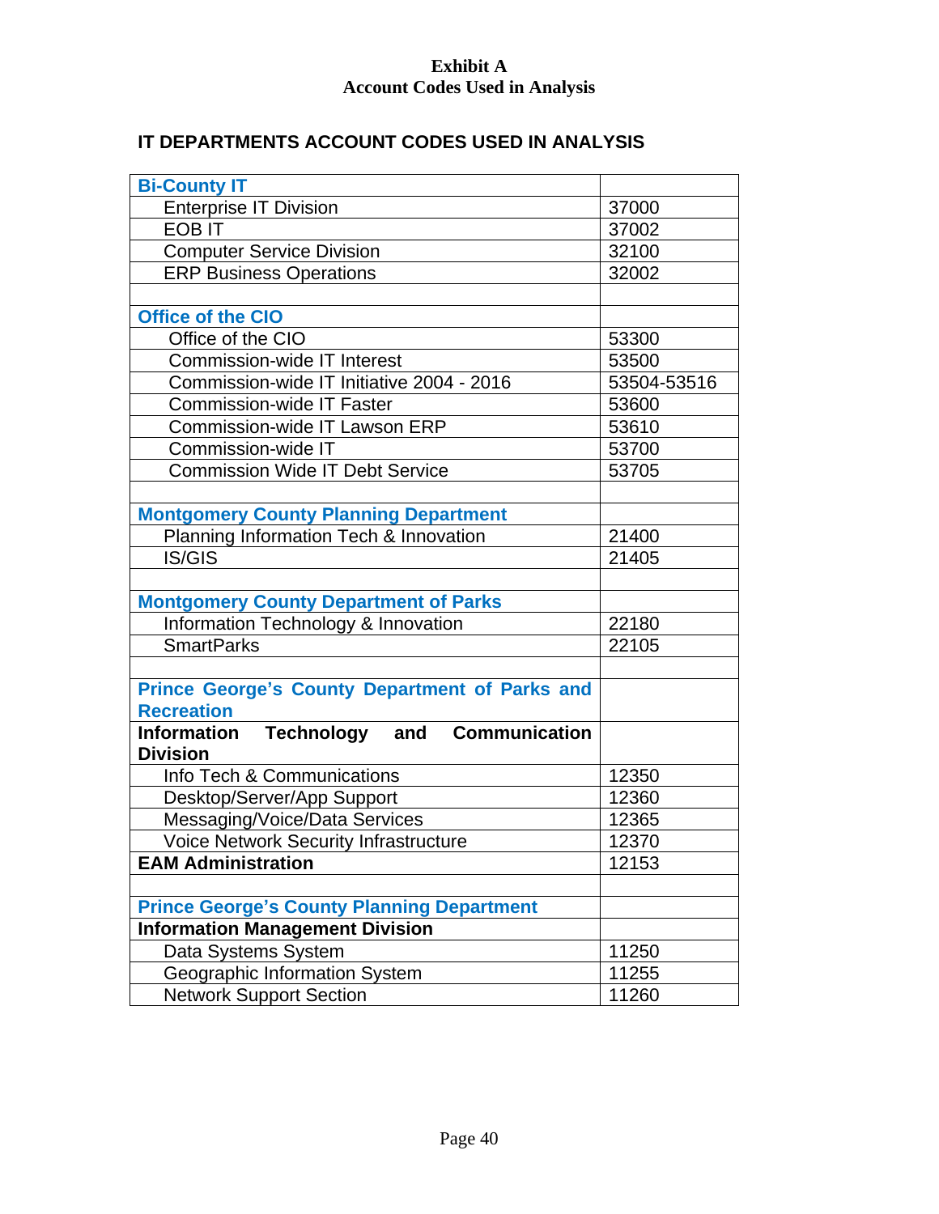**Exhibit A**
**Account Codes Used in Analysis**

## IT DEPARTMENTS ACCOUNT CODES USED IN ANALYSIS

| | |
|---|---|
| **Bi-County IT** | |
| Enterprise IT Division | 37000 |
| EOB IT | 37002 |
| Computer Service Division | 32100 |
| ERP Business Operations | 32002 |
| | |
| **Office of the CIO** | |
| Office of the CIO | 53300 |
| Commission-wide IT Interest | 53500 |
| Commission-wide IT Initiative 2004 - 2016 | 53504-53516 |
| Commission-wide IT Faster | 53600 |
| Commission-wide IT Lawson ERP | 53610 |
| Commission-wide IT | 53700 |
| Commission Wide IT Debt Service | 53705 |
| | |
| **Montgomery County Planning Department** | |
| Planning Information Tech & Innovation | 21400 |
| IS/GIS | 21405 |
| | |
| **Montgomery County Department of Parks** | |
| Information Technology & Innovation | 22180 |
| SmartParks | 22105 |
| | |
| **Prince George's County Department of Parks and Recreation** | |
| **Information Technology and Communication Division** | |
| Info Tech & Communications | 12350 |
| Desktop/Server/App Support | 12360 |
| Messaging/Voice/Data Services | 12365 |
| Voice Network Security Infrastructure | 12370 |
| **EAM Administration** | 12153 |
| | |
| **Prince George's County Planning Department** | |
| **Information Management Division** | |
| Data Systems System | 11250 |
| Geographic Information System | 11255 |
| Network Support Section | 11260 |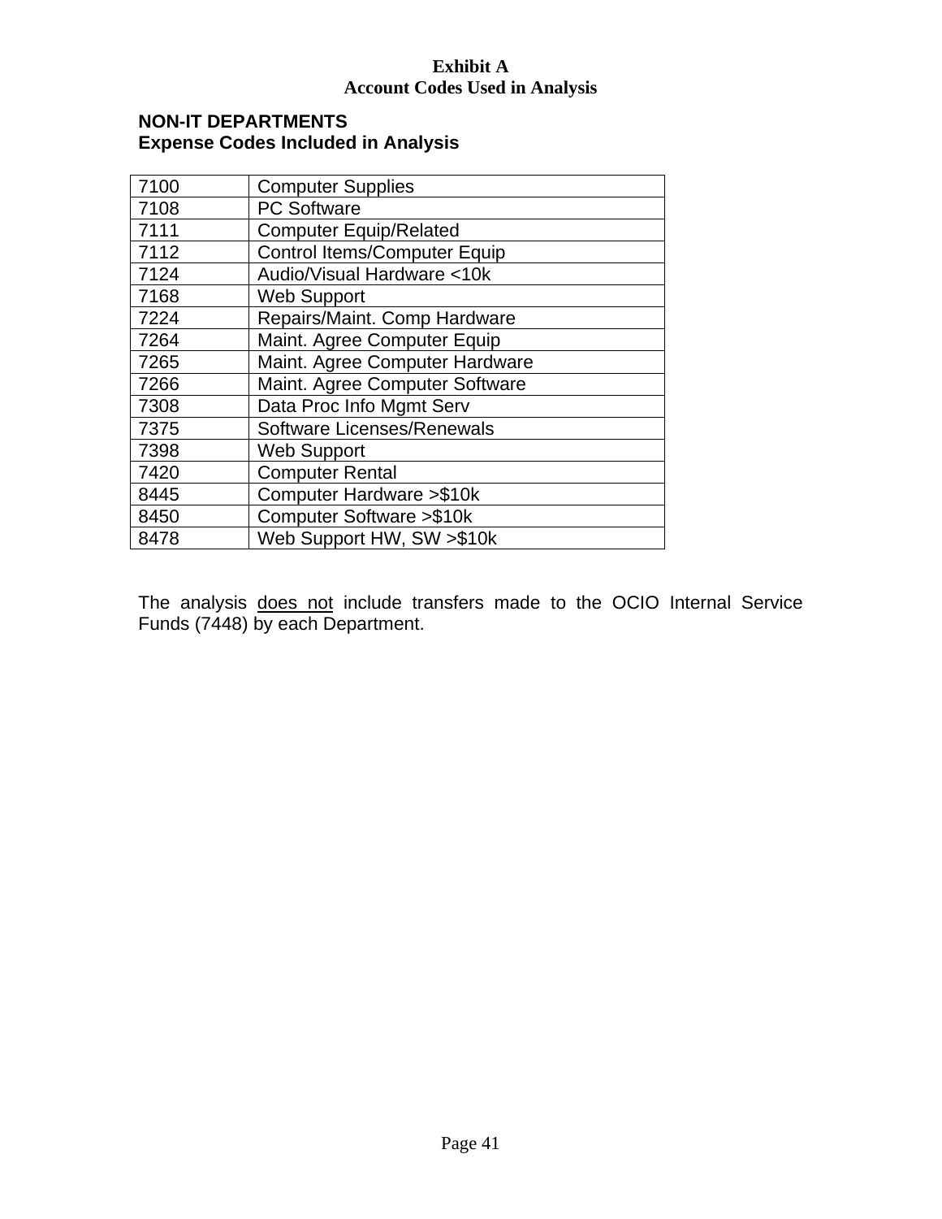**Exhibit A**
**Account Codes Used in Analysis**

**NON-IT DEPARTMENTS**
**Expense Codes Included in Analysis**

| | |
|---|---|
| 7100 | Computer Supplies |
| 7108 | PC Software |
| 7111 | Computer Equip/Related |
| 7112 | Control Items/Computer Equip |
| 7124 | Audio/Visual Hardware <10k |
| 7168 | Web Support |
| 7224 | Repairs/Maint. Comp Hardware |
| 7264 | Maint. Agree Computer Equip |
| 7265 | Maint. Agree Computer Hardware |
| 7266 | Maint. Agree Computer Software |
| 7308 | Data Proc Info Mgmt Serv |
| 7375 | Software Licenses/Renewals |
| 7398 | Web Support |
| 7420 | Computer Rental |
| 8445 | Computer Hardware >$10k |
| 8450 | Computer Software >$10k |
| 8478 | Web Support HW, SW >$10k |

The analysis <u>does not</u> include transfers made to the OCIO Internal Service Funds (7448) by each Department.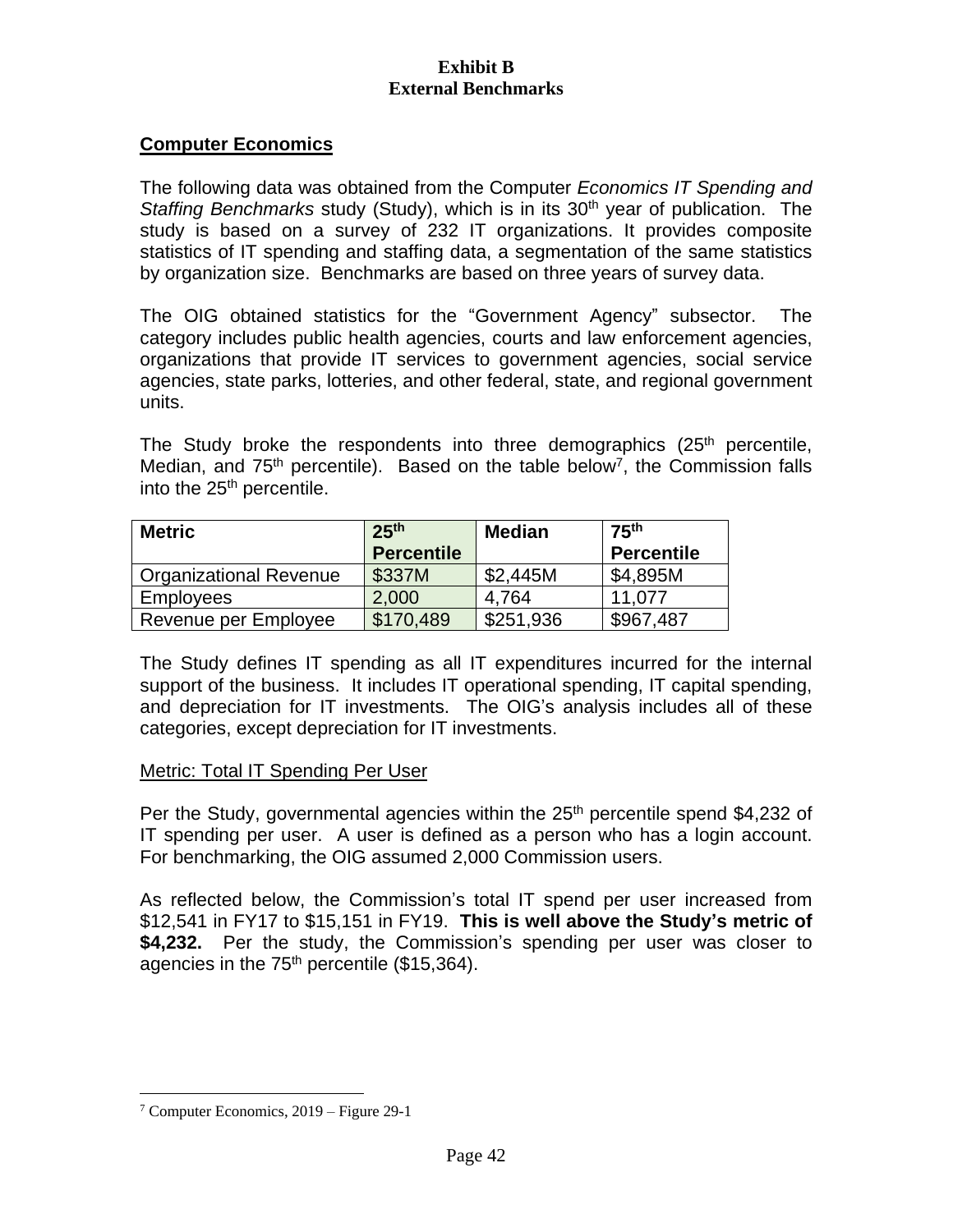**Exhibit B**
**External Benchmarks**

## Computer Economics

The following data was obtained from the Computer *Economics IT Spending and Staffing Benchmarks* study (Study), which is in its 30th year of publication. The study is based on a survey of 232 IT organizations. It provides composite statistics of IT spending and staffing data, a segmentation of the same statistics by organization size. Benchmarks are based on three years of survey data.

The OIG obtained statistics for the "Government Agency" subsector. The category includes public health agencies, courts and law enforcement agencies, organizations that provide IT services to government agencies, social service agencies, state parks, lotteries, and other federal, state, and regional government units.

The Study broke the respondents into three demographics (25th percentile, Median, and 75th percentile). Based on the table below[7], the Commission falls into the 25th percentile.

| Metric | 25th Percentile | Median | 75th Percentile |
|---|---|---|---|
| Organizational Revenue | $337M | $2,445M | $4,895M |
| Employees | 2,000 | 4,764 | 11,077 |
| Revenue per Employee | $170,489 | $251,936 | $967,487 |

The Study defines IT spending as all IT expenditures incurred for the internal support of the business. It includes IT operational spending, IT capital spending, and depreciation for IT investments. The OIG's analysis includes all of these categories, except depreciation for IT investments.

Metric: Total IT Spending Per User

Per the Study, governmental agencies within the 25th percentile spend $4,232 of IT spending per user. A user is defined as a person who has a login account. For benchmarking, the OIG assumed 2,000 Commission users.

As reflected below, the Commission's total IT spend per user increased from $12,541 in FY17 to $15,151 in FY19. **This is well above the Study's metric of $4,232.** Per the study, the Commission's spending per user was closer to agencies in the 75th percentile ($15,364).

[7] Computer Economics, 2019 – Figure 29-1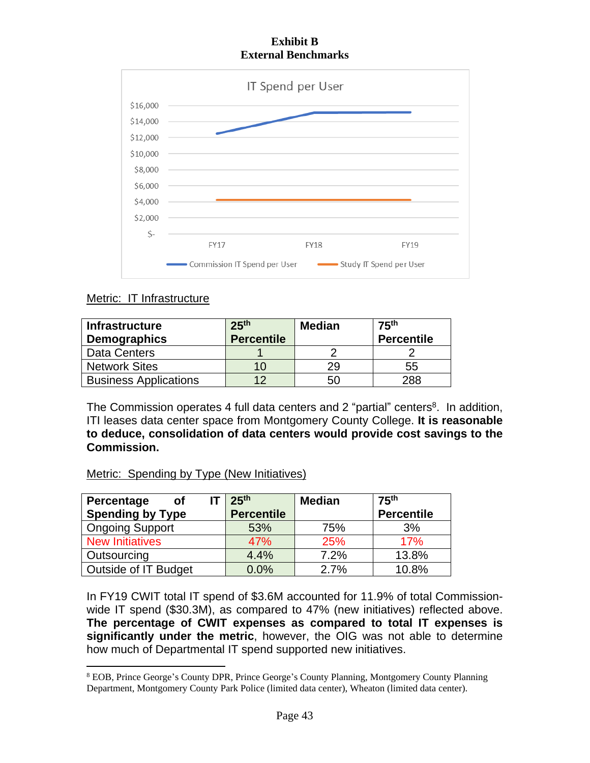**Exhibit B**
**External Benchmarks**

Metric: IT Infrastructure

| Infrastructure Demographics | 25th Percentile | Median | 75th Percentile |
|---|---|---|---|
| Data Centers | 1 | 2 | 2 |
| Network Sites | 10 | 29 | 55 |
| Business Applications | 12 | 50 | 288 |

The Commission operates 4 full data centers and 2 "partial" centers[8]. In addition, ITI leases data center space from Montgomery County College. **It is reasonable to deduce, consolidation of data centers would provide cost savings to the Commission.**

Metric: Spending by Type (New Initiatives)

| Percentage of IT Spending by Type | 25th Percentile | Median | 75th Percentile |
|---|---|---|---|
| Ongoing Support | 53% | 75% | 3% |
| New Initiatives | 47% | 25% | 17% |
| Outsourcing | 4.4% | 7.2% | 13.8% |
| Outside of IT Budget | 0.0% | 2.7% | 10.8% |

In FY19 CWIT total IT spend of $3.6M accounted for 11.9% of total Commission-wide IT spend ($30.3M), as compared to 47% (new initiatives) reflected above. **The percentage of CWIT expenses as compared to total IT expenses is significantly under the metric**, however, the OIG was not able to determine how much of Departmental IT spend supported new initiatives.

[8] EOB, Prince George's County DPR, Prince George's County Planning, Montgomery County Planning Department, Montgomery County Park Police (limited data center), Wheaton (limited data center).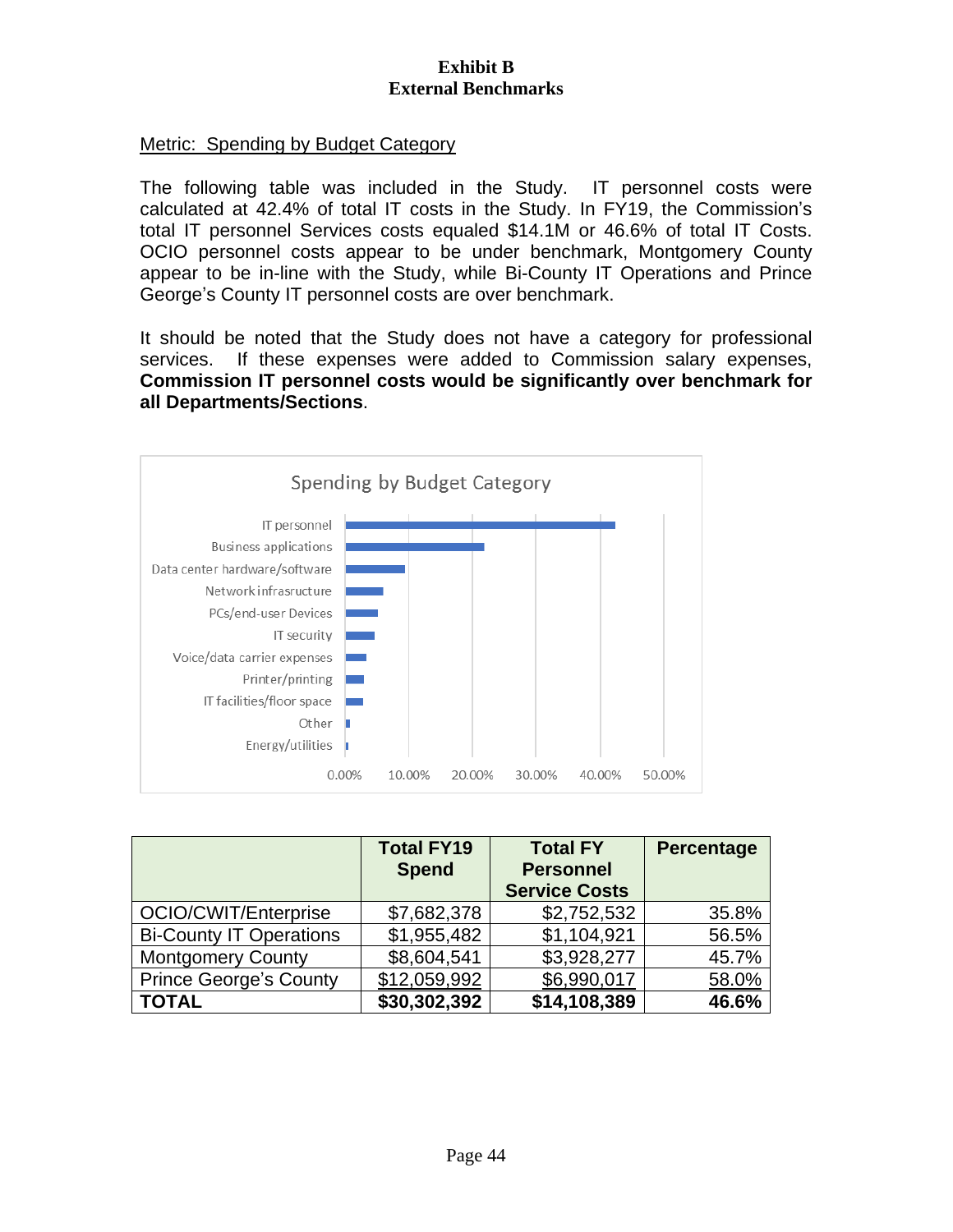**Exhibit B**
**External Benchmarks**

Metric: Spending by Budget Category

The following table was included in the Study. IT personnel costs were calculated at 42.4% of total IT costs in the Study. In FY19, the Commission's total IT personnel Services costs equaled $14.1M or 46.6% of total IT Costs. OCIO personnel costs appear to be under benchmark, Montgomery County appear to be in-line with the Study, while Bi-County IT Operations and Prince George's County IT personnel costs are over benchmark.

It should be noted that the Study does not have a category for professional services. If these expenses were added to Commission salary expenses, **Commission IT personnel costs would be significantly over benchmark for all Departments/Sections**.

Spending by Budget Category

| Category |
|---|
| IT personnel |
| Business applications |
| Data center hardware/software |
| Network infrasructure |
| PCs/end-user Devices |
| IT security |
| Voice/data carrier expenses |
| Printer/printing |
| IT facilities/floor space |
| Other |
| Energy/utilities |

0.00% 10.00% 20.00% 30.00% 40.00% 50.00%

| | Total FY19 Spend | Total FY Personnel Service Costs | Percentage |
|---|---|---|---|
| OCIO/CWIT/Enterprise | $7,682,378 | $2,752,532 | 35.8% |
| Bi-County IT Operations | $1,955,482 | $1,104,921 | 56.5% |
| Montgomery County | $8,604,541 | $3,928,277 | 45.7% |
| Prince George's County | $12,059,992 | $6,990,017 | 58.0% |
| **TOTAL** | **$30,302,392** | **$14,108,389** | **46.6%** |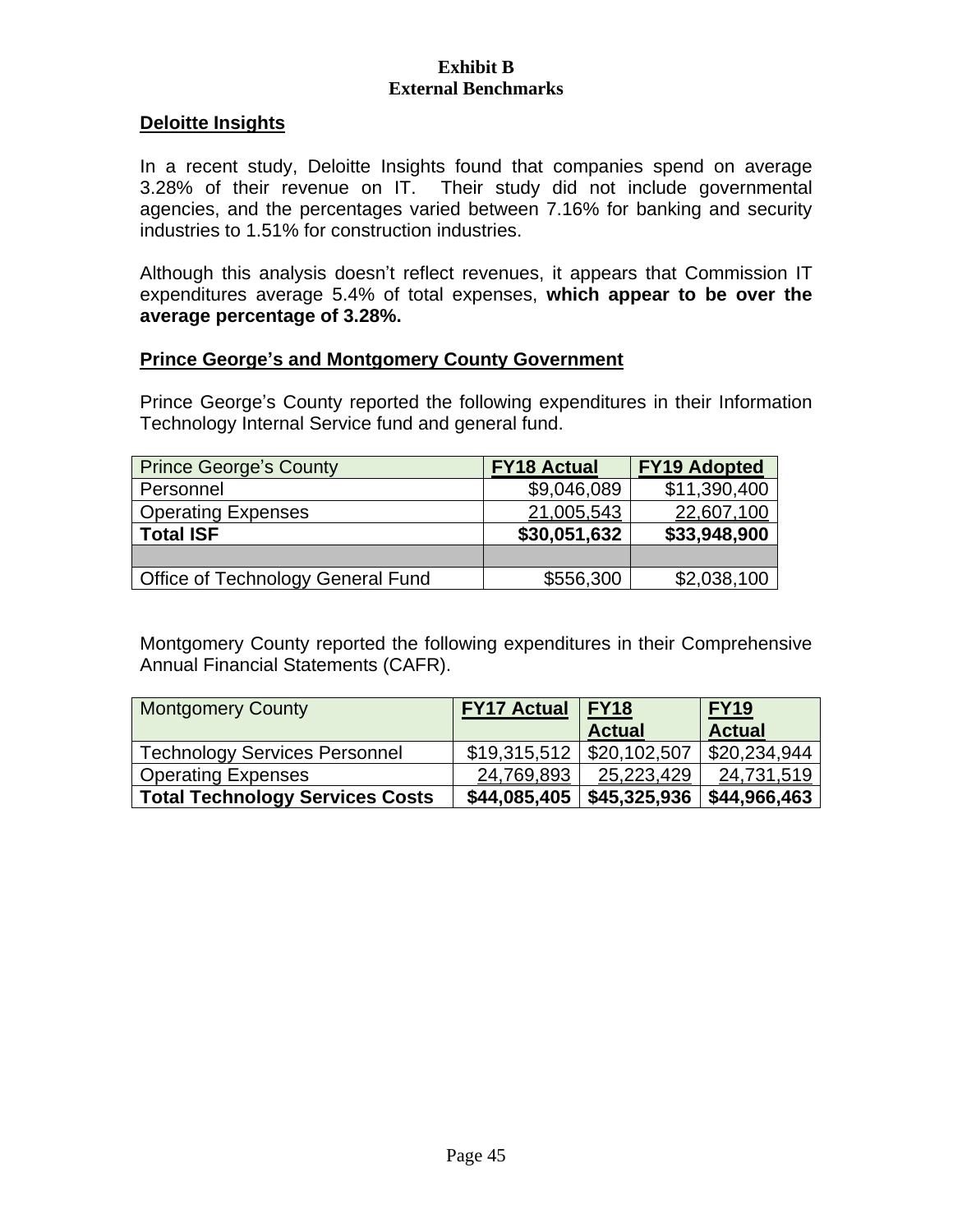**Exhibit B**
**External Benchmarks**

## Deloitte Insights

In a recent study, Deloitte Insights found that companies spend on average 3.28% of their revenue on IT. Their study did not include governmental agencies, and the percentages varied between 7.16% for banking and security industries to 1.51% for construction industries.

Although this analysis doesn't reflect revenues, it appears that Commission IT expenditures average 5.4% of total expenses, **which appear to be over the average percentage of 3.28%.**

## Prince George's and Montgomery County Government

Prince George's County reported the following expenditures in their Information Technology Internal Service fund and general fund.

| Prince George's County | FY18 Actual | FY19 Adopted |
|---|---:|---:|
| Personnel | $9,046,089 | $11,390,400 |
| Operating Expenses | 21,005,543 | 22,607,100 |
| **Total ISF** | **$30,051,632** | **$33,948,900** |
| | | |
| Office of Technology General Fund | $556,300 | $2,038,100 |

Montgomery County reported the following expenditures in their Comprehensive Annual Financial Statements (CAFR).

| Montgomery County | FY17 Actual | FY18 Actual | FY19 Actual |
|---|---:|---:|---:|
| Technology Services Personnel | $19,315,512 | $20,102,507 | $20,234,944 |
| Operating Expenses | 24,769,893 | 25,223,429 | 24,731,519 |
| **Total Technology Services Costs** | **$44,085,405** | **$45,325,936** | **$44,966,463** |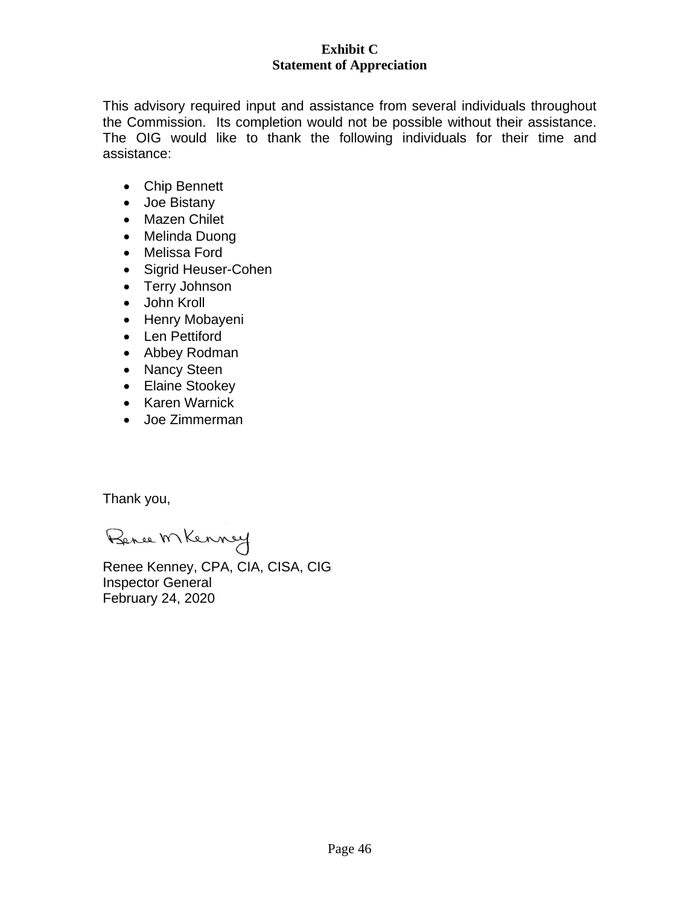# Exhibit C
## Statement of Appreciation

This advisory required input and assistance from several individuals throughout the Commission. Its completion would not be possible without their assistance. The OIG would like to thank the following individuals for their time and assistance:

- Chip Bennett
- Joe Bistany
- Mazen Chilet
- Melinda Duong
- Melissa Ford
- Sigrid Heuser-Cohen
- Terry Johnson
- John Kroll
- Henry Mobayeni
- Len Pettiford
- Abbey Rodman
- Nancy Steen
- Elaine Stookey
- Karen Warnick
- Joe Zimmerman

Thank you,

Renee M Kenney

Renee Kenney, CPA, CIA, CISA, CIG
Inspector General
February 24, 2020